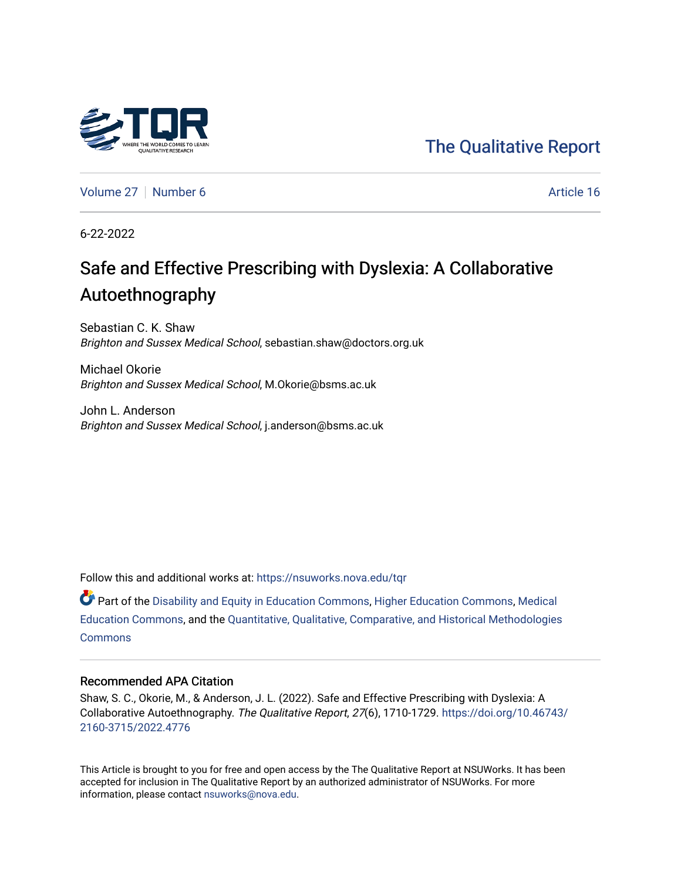The Qualitative Report

Volume 27 | Number 6 | Article 16

6-22-2022

# Safe and Effective Prescribing with Dyslexia: A Collaborative Autoethnography

Sebastian C. K. Shaw
*Brighton and Sussex Medical School*, sebastian.shaw@doctors.org.uk

Michael Okorie
*Brighton and Sussex Medical School*, M.Okorie@bsms.ac.uk

John L. Anderson
*Brighton and Sussex Medical School*, j.anderson@bsms.ac.uk

Follow this and additional works at: https://nsuworks.nova.edu/tqr

Part of the Disability and Equity in Education Commons, Higher Education Commons, Medical Education Commons, and the Quantitative, Qualitative, Comparative, and Historical Methodologies Commons

## Recommended APA Citation

Shaw, S. C., Okorie, M., & Anderson, J. L. (2022). Safe and Effective Prescribing with Dyslexia: A Collaborative Autoethnography. *The Qualitative Report*, *27*(6), 1710-1729. https://doi.org/10.46743/2160-3715/2022.4776

This Article is brought to you for free and open access by the The Qualitative Report at NSUWorks. It has been accepted for inclusion in The Qualitative Report by an authorized administrator of NSUWorks. For more information, please contact nsuworks@nova.edu.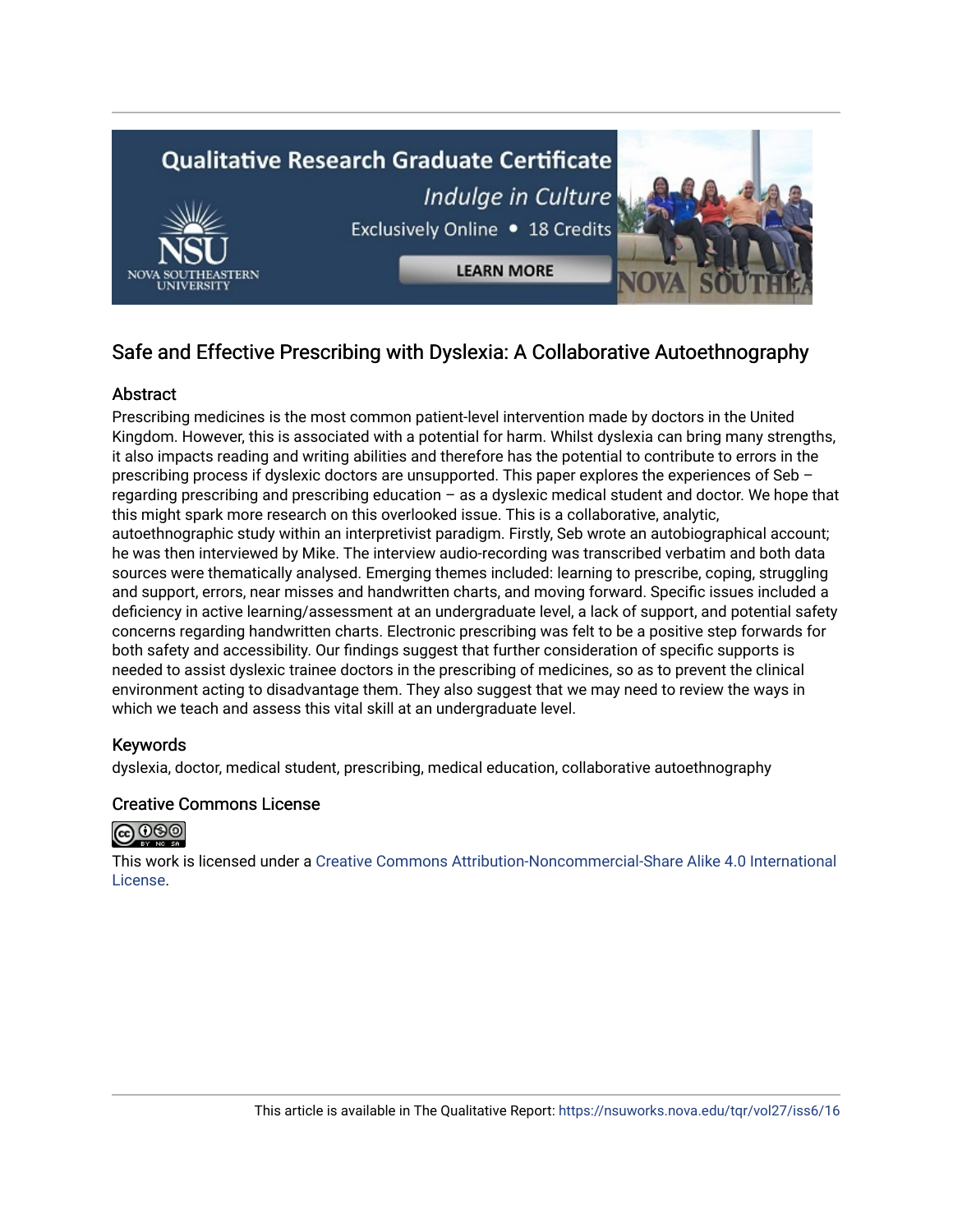Qualitative Research Graduate Certificate

*Indulge in Culture*

Exclusively Online • 18 Credits

LEARN MORE

## Safe and Effective Prescribing with Dyslexia: A Collaborative Autoethnography

### Abstract

Prescribing medicines is the most common patient-level intervention made by doctors in the United Kingdom. However, this is associated with a potential for harm. Whilst dyslexia can bring many strengths, it also impacts reading and writing abilities and therefore has the potential to contribute to errors in the prescribing process if dyslexic doctors are unsupported. This paper explores the experiences of Seb – regarding prescribing and prescribing education – as a dyslexic medical student and doctor. We hope that this might spark more research on this overlooked issue. This is a collaborative, analytic, autoethnographic study within an interpretivist paradigm. Firstly, Seb wrote an autobiographical account; he was then interviewed by Mike. The interview audio-recording was transcribed verbatim and both data sources were thematically analysed. Emerging themes included: learning to prescribe, coping, struggling and support, errors, near misses and handwritten charts, and moving forward. Specific issues included a deficiency in active learning/assessment at an undergraduate level, a lack of support, and potential safety concerns regarding handwritten charts. Electronic prescribing was felt to be a positive step forwards for both safety and accessibility. Our findings suggest that further consideration of specific supports is needed to assist dyslexic trainee doctors in the prescribing of medicines, so as to prevent the clinical environment acting to disadvantage them. They also suggest that we may need to review the ways in which we teach and assess this vital skill at an undergraduate level.

### Keywords

dyslexia, doctor, medical student, prescribing, medical education, collaborative autoethnography

### Creative Commons License

This work is licensed under a Creative Commons Attribution-Noncommercial-Share Alike 4.0 International License.

This article is available in The Qualitative Report: https://nsuworks.nova.edu/tqr/vol27/iss6/16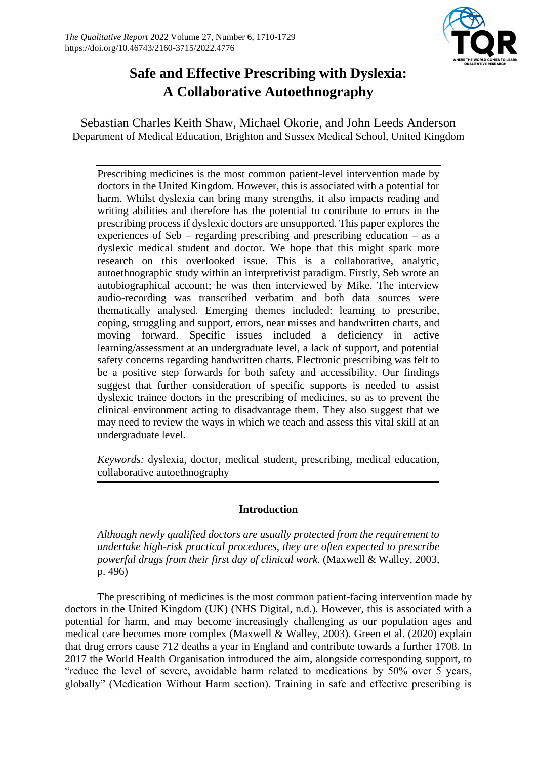# Safe and Effective Prescribing with Dyslexia: A Collaborative Autoethnography

Sebastian Charles Keith Shaw, Michael Okorie, and John Leeds Anderson
Department of Medical Education, Brighton and Sussex Medical School, United Kingdom

Prescribing medicines is the most common patient-level intervention made by doctors in the United Kingdom. However, this is associated with a potential for harm. Whilst dyslexia can bring many strengths, it also impacts reading and writing abilities and therefore has the potential to contribute to errors in the prescribing process if dyslexic doctors are unsupported. This paper explores the experiences of Seb – regarding prescribing and prescribing education – as a dyslexic medical student and doctor. We hope that this might spark more research on this overlooked issue. This is a collaborative, analytic, autoethnographic study within an interpretivist paradigm. Firstly, Seb wrote an autobiographical account; he was then interviewed by Mike. The interview audio-recording was transcribed verbatim and both data sources were thematically analysed. Emerging themes included: learning to prescribe, coping, struggling and support, errors, near misses and handwritten charts, and moving forward. Specific issues included a deficiency in active learning/assessment at an undergraduate level, a lack of support, and potential safety concerns regarding handwritten charts. Electronic prescribing was felt to be a positive step forwards for both safety and accessibility. Our findings suggest that further consideration of specific supports is needed to assist dyslexic trainee doctors in the prescribing of medicines, so as to prevent the clinical environment acting to disadvantage them. They also suggest that we may need to review the ways in which we teach and assess this vital skill at an undergraduate level.

*Keywords:* dyslexia, doctor, medical student, prescribing, medical education, collaborative autoethnography

## Introduction

> *Although newly qualified doctors are usually protected from the requirement to undertake high-risk practical procedures, they are often expected to prescribe powerful drugs from their first day of clinical work.* (Maxwell & Walley, 2003, p. 496)

The prescribing of medicines is the most common patient-facing intervention made by doctors in the United Kingdom (UK) (NHS Digital, n.d.). However, this is associated with a potential for harm, and may become increasingly challenging as our population ages and medical care becomes more complex (Maxwell & Walley, 2003). Green et al. (2020) explain that drug errors cause 712 deaths a year in England and contribute towards a further 1708. In 2017 the World Health Organisation introduced the aim, alongside corresponding support, to "reduce the level of severe, avoidable harm related to medications by 50% over 5 years, globally" (Medication Without Harm section). Training in safe and effective prescribing is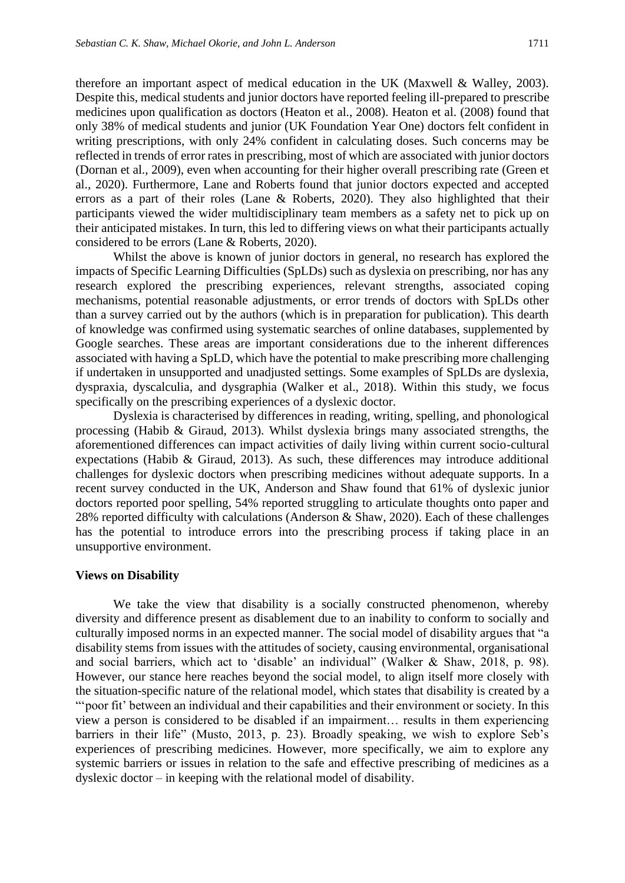therefore an important aspect of medical education in the UK (Maxwell & Walley, 2003). Despite this, medical students and junior doctors have reported feeling ill-prepared to prescribe medicines upon qualification as doctors (Heaton et al., 2008). Heaton et al. (2008) found that only 38% of medical students and junior (UK Foundation Year One) doctors felt confident in writing prescriptions, with only 24% confident in calculating doses. Such concerns may be reflected in trends of error rates in prescribing, most of which are associated with junior doctors (Dornan et al., 2009), even when accounting for their higher overall prescribing rate (Green et al., 2020). Furthermore, Lane and Roberts found that junior doctors expected and accepted errors as a part of their roles (Lane & Roberts, 2020). They also highlighted that their participants viewed the wider multidisciplinary team members as a safety net to pick up on their anticipated mistakes. In turn, this led to differing views on what their participants actually considered to be errors (Lane & Roberts, 2020).

Whilst the above is known of junior doctors in general, no research has explored the impacts of Specific Learning Difficulties (SpLDs) such as dyslexia on prescribing, nor has any research explored the prescribing experiences, relevant strengths, associated coping mechanisms, potential reasonable adjustments, or error trends of doctors with SpLDs other than a survey carried out by the authors (which is in preparation for publication). This dearth of knowledge was confirmed using systematic searches of online databases, supplemented by Google searches. These areas are important considerations due to the inherent differences associated with having a SpLD, which have the potential to make prescribing more challenging if undertaken in unsupported and unadjusted settings. Some examples of SpLDs are dyslexia, dyspraxia, dyscalculia, and dysgraphia (Walker et al., 2018). Within this study, we focus specifically on the prescribing experiences of a dyslexic doctor.

Dyslexia is characterised by differences in reading, writing, spelling, and phonological processing (Habib & Giraud, 2013). Whilst dyslexia brings many associated strengths, the aforementioned differences can impact activities of daily living within current socio-cultural expectations (Habib & Giraud, 2013). As such, these differences may introduce additional challenges for dyslexic doctors when prescribing medicines without adequate supports. In a recent survey conducted in the UK, Anderson and Shaw found that 61% of dyslexic junior doctors reported poor spelling, 54% reported struggling to articulate thoughts onto paper and 28% reported difficulty with calculations (Anderson & Shaw, 2020). Each of these challenges has the potential to introduce errors into the prescribing process if taking place in an unsupportive environment.

### Views on Disability

We take the view that disability is a socially constructed phenomenon, whereby diversity and difference present as disablement due to an inability to conform to socially and culturally imposed norms in an expected manner. The social model of disability argues that "a disability stems from issues with the attitudes of society, causing environmental, organisational and social barriers, which act to 'disable' an individual" (Walker & Shaw, 2018, p. 98). However, our stance here reaches beyond the social model, to align itself more closely with the situation-specific nature of the relational model, which states that disability is created by a "'poor fit' between an individual and their capabilities and their environment or society. In this view a person is considered to be disabled if an impairment… results in them experiencing barriers in their life" (Musto, 2013, p. 23). Broadly speaking, we wish to explore Seb's experiences of prescribing medicines. However, more specifically, we aim to explore any systemic barriers or issues in relation to the safe and effective prescribing of medicines as a dyslexic doctor – in keeping with the relational model of disability.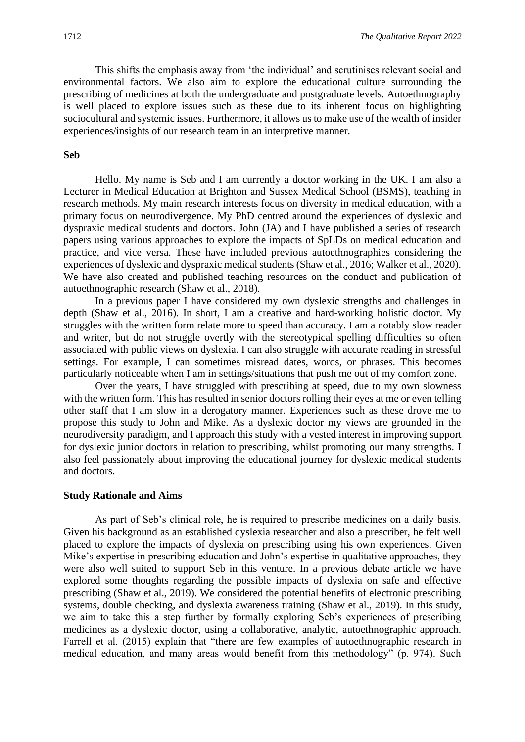This shifts the emphasis away from 'the individual' and scrutinises relevant social and environmental factors. We also aim to explore the educational culture surrounding the prescribing of medicines at both the undergraduate and postgraduate levels. Autoethnography is well placed to explore issues such as these due to its inherent focus on highlighting sociocultural and systemic issues. Furthermore, it allows us to make use of the wealth of insider experiences/insights of our research team in an interpretive manner.

### Seb

Hello. My name is Seb and I am currently a doctor working in the UK. I am also a Lecturer in Medical Education at Brighton and Sussex Medical School (BSMS), teaching in research methods. My main research interests focus on diversity in medical education, with a primary focus on neurodivergence. My PhD centred around the experiences of dyslexic and dyspraxic medical students and doctors. John (JA) and I have published a series of research papers using various approaches to explore the impacts of SpLDs on medical education and practice, and vice versa. These have included previous autoethnographies considering the experiences of dyslexic and dyspraxic medical students (Shaw et al., 2016; Walker et al., 2020). We have also created and published teaching resources on the conduct and publication of autoethnographic research (Shaw et al., 2018).

In a previous paper I have considered my own dyslexic strengths and challenges in depth (Shaw et al., 2016). In short, I am a creative and hard-working holistic doctor. My struggles with the written form relate more to speed than accuracy. I am a notably slow reader and writer, but do not struggle overtly with the stereotypical spelling difficulties so often associated with public views on dyslexia. I can also struggle with accurate reading in stressful settings. For example, I can sometimes misread dates, words, or phrases. This becomes particularly noticeable when I am in settings/situations that push me out of my comfort zone.

Over the years, I have struggled with prescribing at speed, due to my own slowness with the written form. This has resulted in senior doctors rolling their eyes at me or even telling other staff that I am slow in a derogatory manner. Experiences such as these drove me to propose this study to John and Mike. As a dyslexic doctor my views are grounded in the neurodiversity paradigm, and I approach this study with a vested interest in improving support for dyslexic junior doctors in relation to prescribing, whilst promoting our many strengths. I also feel passionately about improving the educational journey for dyslexic medical students and doctors.

### Study Rationale and Aims

As part of Seb's clinical role, he is required to prescribe medicines on a daily basis. Given his background as an established dyslexia researcher and also a prescriber, he felt well placed to explore the impacts of dyslexia on prescribing using his own experiences. Given Mike's expertise in prescribing education and John's expertise in qualitative approaches, they were also well suited to support Seb in this venture. In a previous debate article we have explored some thoughts regarding the possible impacts of dyslexia on safe and effective prescribing (Shaw et al., 2019). We considered the potential benefits of electronic prescribing systems, double checking, and dyslexia awareness training (Shaw et al., 2019). In this study, we aim to take this a step further by formally exploring Seb's experiences of prescribing medicines as a dyslexic doctor, using a collaborative, analytic, autoethnographic approach. Farrell et al. (2015) explain that "there are few examples of autoethnographic research in medical education, and many areas would benefit from this methodology" (p. 974). Such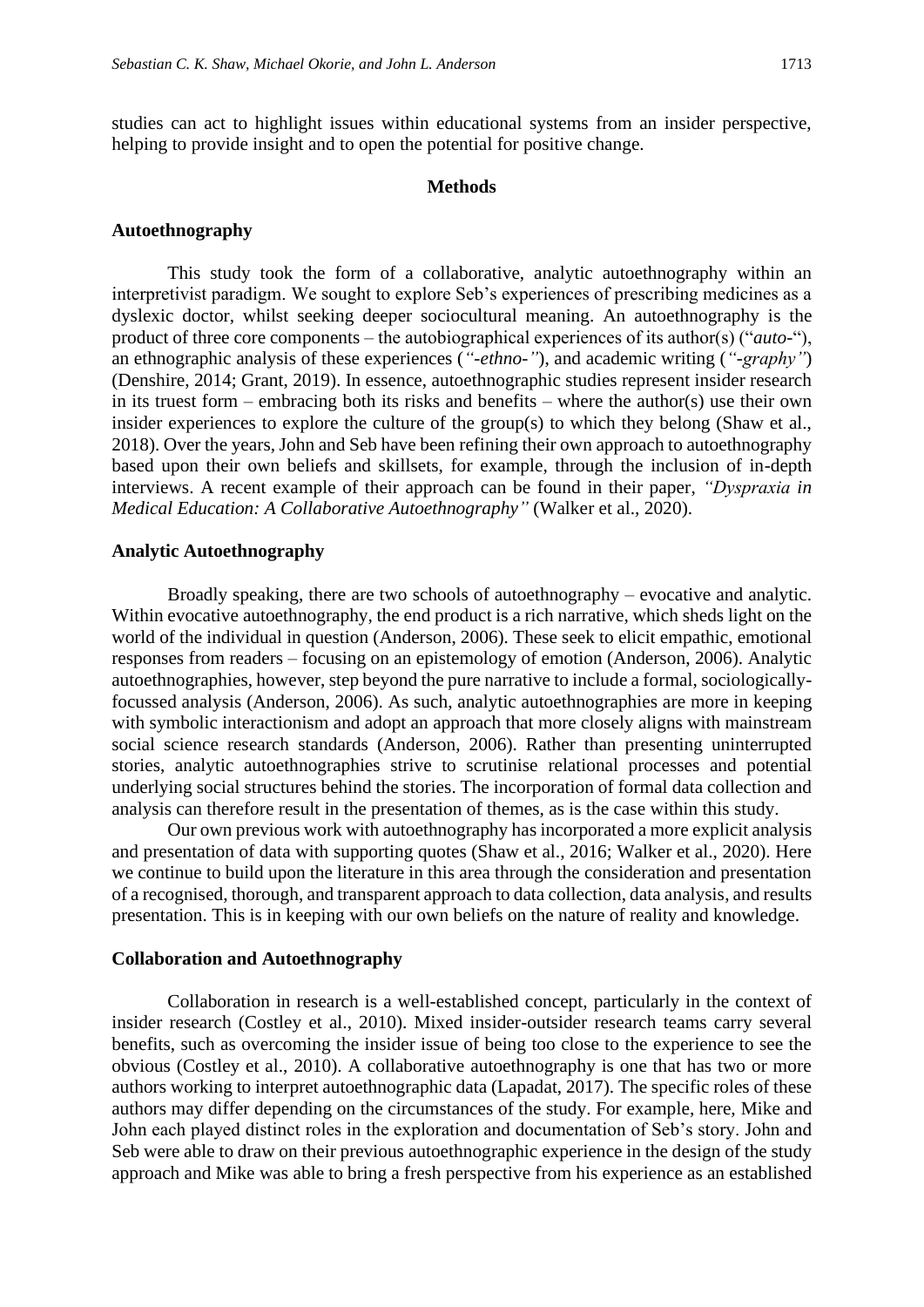studies can act to highlight issues within educational systems from an insider perspective, helping to provide insight and to open the potential for positive change.

## Methods

### Autoethnography

This study took the form of a collaborative, analytic autoethnography within an interpretivist paradigm. We sought to explore Seb's experiences of prescribing medicines as a dyslexic doctor, whilst seeking deeper sociocultural meaning. An autoethnography is the product of three core components – the autobiographical experiences of its author(s) ("*auto-*"), an ethnographic analysis of these experiences (*"-ethno-"*), and academic writing (*"-graphy"*) (Denshire, 2014; Grant, 2019). In essence, autoethnographic studies represent insider research in its truest form – embracing both its risks and benefits – where the author(s) use their own insider experiences to explore the culture of the group(s) to which they belong (Shaw et al., 2018). Over the years, John and Seb have been refining their own approach to autoethnography based upon their own beliefs and skillsets, for example, through the inclusion of in-depth interviews. A recent example of their approach can be found in their paper, *"Dyspraxia in Medical Education: A Collaborative Autoethnography"* (Walker et al., 2020).

### Analytic Autoethnography

Broadly speaking, there are two schools of autoethnography – evocative and analytic. Within evocative autoethnography, the end product is a rich narrative, which sheds light on the world of the individual in question (Anderson, 2006). These seek to elicit empathic, emotional responses from readers – focusing on an epistemology of emotion (Anderson, 2006). Analytic autoethnographies, however, step beyond the pure narrative to include a formal, sociologically-focussed analysis (Anderson, 2006). As such, analytic autoethnographies are more in keeping with symbolic interactionism and adopt an approach that more closely aligns with mainstream social science research standards (Anderson, 2006). Rather than presenting uninterrupted stories, analytic autoethnographies strive to scrutinise relational processes and potential underlying social structures behind the stories. The incorporation of formal data collection and analysis can therefore result in the presentation of themes, as is the case within this study.

Our own previous work with autoethnography has incorporated a more explicit analysis and presentation of data with supporting quotes (Shaw et al., 2016; Walker et al., 2020). Here we continue to build upon the literature in this area through the consideration and presentation of a recognised, thorough, and transparent approach to data collection, data analysis, and results presentation. This is in keeping with our own beliefs on the nature of reality and knowledge.

### Collaboration and Autoethnography

Collaboration in research is a well-established concept, particularly in the context of insider research (Costley et al., 2010). Mixed insider-outsider research teams carry several benefits, such as overcoming the insider issue of being too close to the experience to see the obvious (Costley et al., 2010). A collaborative autoethnography is one that has two or more authors working to interpret autoethnographic data (Lapadat, 2017). The specific roles of these authors may differ depending on the circumstances of the study. For example, here, Mike and John each played distinct roles in the exploration and documentation of Seb's story. John and Seb were able to draw on their previous autoethnographic experience in the design of the study approach and Mike was able to bring a fresh perspective from his experience as an established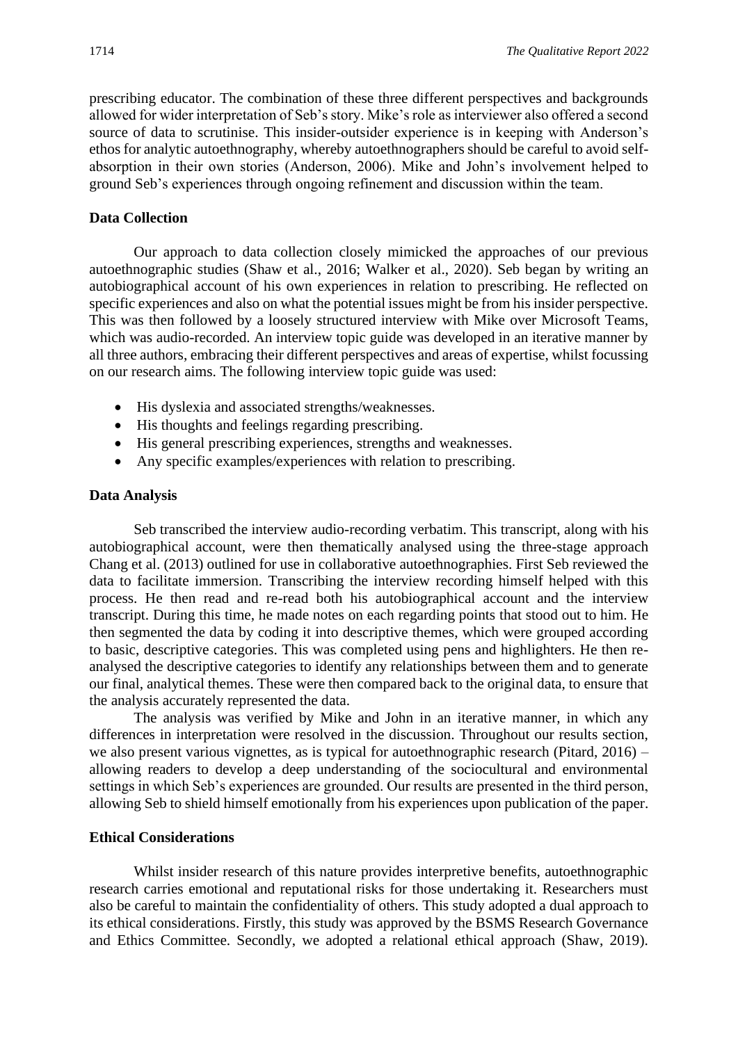prescribing educator. The combination of these three different perspectives and backgrounds allowed for wider interpretation of Seb's story. Mike's role as interviewer also offered a second source of data to scrutinise. This insider-outsider experience is in keeping with Anderson's ethos for analytic autoethnography, whereby autoethnographers should be careful to avoid self-absorption in their own stories (Anderson, 2006). Mike and John's involvement helped to ground Seb's experiences through ongoing refinement and discussion within the team.

### Data Collection

Our approach to data collection closely mimicked the approaches of our previous autoethnographic studies (Shaw et al., 2016; Walker et al., 2020). Seb began by writing an autobiographical account of his own experiences in relation to prescribing. He reflected on specific experiences and also on what the potential issues might be from his insider perspective. This was then followed by a loosely structured interview with Mike over Microsoft Teams, which was audio-recorded. An interview topic guide was developed in an iterative manner by all three authors, embracing their different perspectives and areas of expertise, whilst focussing on our research aims. The following interview topic guide was used:

- His dyslexia and associated strengths/weaknesses.
- His thoughts and feelings regarding prescribing.
- His general prescribing experiences, strengths and weaknesses.
- Any specific examples/experiences with relation to prescribing.

### Data Analysis

Seb transcribed the interview audio-recording verbatim. This transcript, along with his autobiographical account, were then thematically analysed using the three-stage approach Chang et al. (2013) outlined for use in collaborative autoethnographies. First Seb reviewed the data to facilitate immersion. Transcribing the interview recording himself helped with this process. He then read and re-read both his autobiographical account and the interview transcript. During this time, he made notes on each regarding points that stood out to him. He then segmented the data by coding it into descriptive themes, which were grouped according to basic, descriptive categories. This was completed using pens and highlighters. He then re-analysed the descriptive categories to identify any relationships between them and to generate our final, analytical themes. These were then compared back to the original data, to ensure that the analysis accurately represented the data.

The analysis was verified by Mike and John in an iterative manner, in which any differences in interpretation were resolved in the discussion. Throughout our results section, we also present various vignettes, as is typical for autoethnographic research (Pitard, 2016) – allowing readers to develop a deep understanding of the sociocultural and environmental settings in which Seb's experiences are grounded. Our results are presented in the third person, allowing Seb to shield himself emotionally from his experiences upon publication of the paper.

### Ethical Considerations

Whilst insider research of this nature provides interpretive benefits, autoethnographic research carries emotional and reputational risks for those undertaking it. Researchers must also be careful to maintain the confidentiality of others. This study adopted a dual approach to its ethical considerations. Firstly, this study was approved by the BSMS Research Governance and Ethics Committee. Secondly, we adopted a relational ethical approach (Shaw, 2019).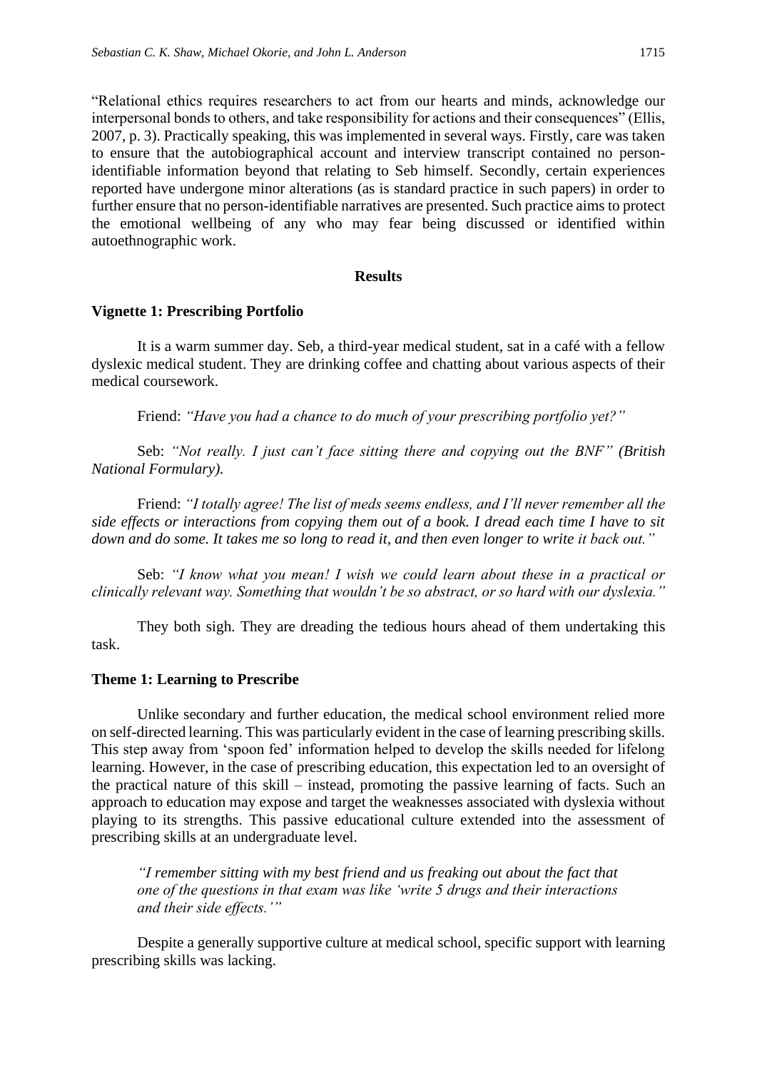"Relational ethics requires researchers to act from our hearts and minds, acknowledge our interpersonal bonds to others, and take responsibility for actions and their consequences" (Ellis, 2007, p. 3). Practically speaking, this was implemented in several ways. Firstly, care was taken to ensure that the autobiographical account and interview transcript contained no person-identifiable information beyond that relating to Seb himself. Secondly, certain experiences reported have undergone minor alterations (as is standard practice in such papers) in order to further ensure that no person-identifiable narratives are presented. Such practice aims to protect the emotional wellbeing of any who may fear being discussed or identified within autoethnographic work.

## Results

### Vignette 1: Prescribing Portfolio

It is a warm summer day. Seb, a third-year medical student, sat in a café with a fellow dyslexic medical student. They are drinking coffee and chatting about various aspects of their medical coursework.

Friend: *"Have you had a chance to do much of your prescribing portfolio yet?"*

Seb: *"Not really. I just can't face sitting there and copying out the BNF" (British National Formulary).*

Friend: *"I totally agree! The list of meds seems endless, and I'll never remember all the side effects or interactions from copying them out of a book. I dread each time I have to sit down and do some. It takes me so long to read it, and then even longer to write it back out."*

Seb: *"I know what you mean! I wish we could learn about these in a practical or clinically relevant way. Something that wouldn't be so abstract, or so hard with our dyslexia."*

They both sigh. They are dreading the tedious hours ahead of them undertaking this task.

### Theme 1: Learning to Prescribe

Unlike secondary and further education, the medical school environment relied more on self-directed learning. This was particularly evident in the case of learning prescribing skills. This step away from 'spoon fed' information helped to develop the skills needed for lifelong learning. However, in the case of prescribing education, this expectation led to an oversight of the practical nature of this skill – instead, promoting the passive learning of facts. Such an approach to education may expose and target the weaknesses associated with dyslexia without playing to its strengths. This passive educational culture extended into the assessment of prescribing skills at an undergraduate level.

> *"I remember sitting with my best friend and us freaking out about the fact that one of the questions in that exam was like 'write 5 drugs and their interactions and their side effects.'"*

Despite a generally supportive culture at medical school, specific support with learning prescribing skills was lacking.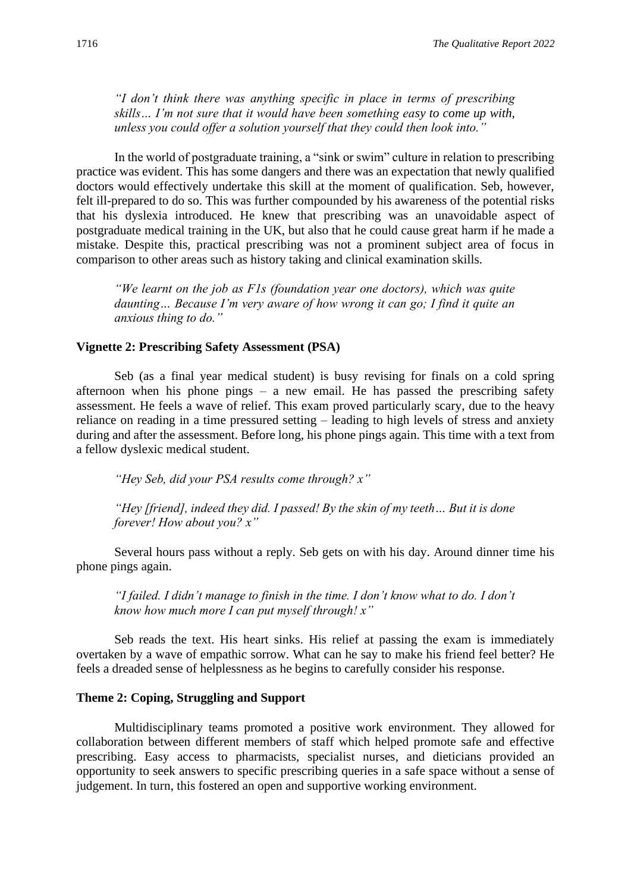*"I don't think there was anything specific in place in terms of prescribing skills… I'm not sure that it would have been something easy to come up with, unless you could offer a solution yourself that they could then look into."*

In the world of postgraduate training, a "sink or swim" culture in relation to prescribing practice was evident. This has some dangers and there was an expectation that newly qualified doctors would effectively undertake this skill at the moment of qualification. Seb, however, felt ill-prepared to do so. This was further compounded by his awareness of the potential risks that his dyslexia introduced. He knew that prescribing was an unavoidable aspect of postgraduate medical training in the UK, but also that he could cause great harm if he made a mistake. Despite this, practical prescribing was not a prominent subject area of focus in comparison to other areas such as history taking and clinical examination skills.

*"We learnt on the job as F1s (foundation year one doctors), which was quite daunting… Because I'm very aware of how wrong it can go; I find it quite an anxious thing to do."*

### Vignette 2: Prescribing Safety Assessment (PSA)

Seb (as a final year medical student) is busy revising for finals on a cold spring afternoon when his phone pings – a new email. He has passed the prescribing safety assessment. He feels a wave of relief. This exam proved particularly scary, due to the heavy reliance on reading in a time pressured setting – leading to high levels of stress and anxiety during and after the assessment. Before long, his phone pings again. This time with a text from a fellow dyslexic medical student.

*"Hey Seb, did your PSA results come through? x"*

*"Hey [friend], indeed they did. I passed! By the skin of my teeth… But it is done forever! How about you? x"*

Several hours pass without a reply. Seb gets on with his day. Around dinner time his phone pings again.

*"I failed. I didn't manage to finish in the time. I don't know what to do. I don't know how much more I can put myself through! x"*

Seb reads the text. His heart sinks. His relief at passing the exam is immediately overtaken by a wave of empathic sorrow. What can he say to make his friend feel better? He feels a dreaded sense of helplessness as he begins to carefully consider his response.

### Theme 2: Coping, Struggling and Support

Multidisciplinary teams promoted a positive work environment. They allowed for collaboration between different members of staff which helped promote safe and effective prescribing. Easy access to pharmacists, specialist nurses, and dieticians provided an opportunity to seek answers to specific prescribing queries in a safe space without a sense of judgement. In turn, this fostered an open and supportive working environment.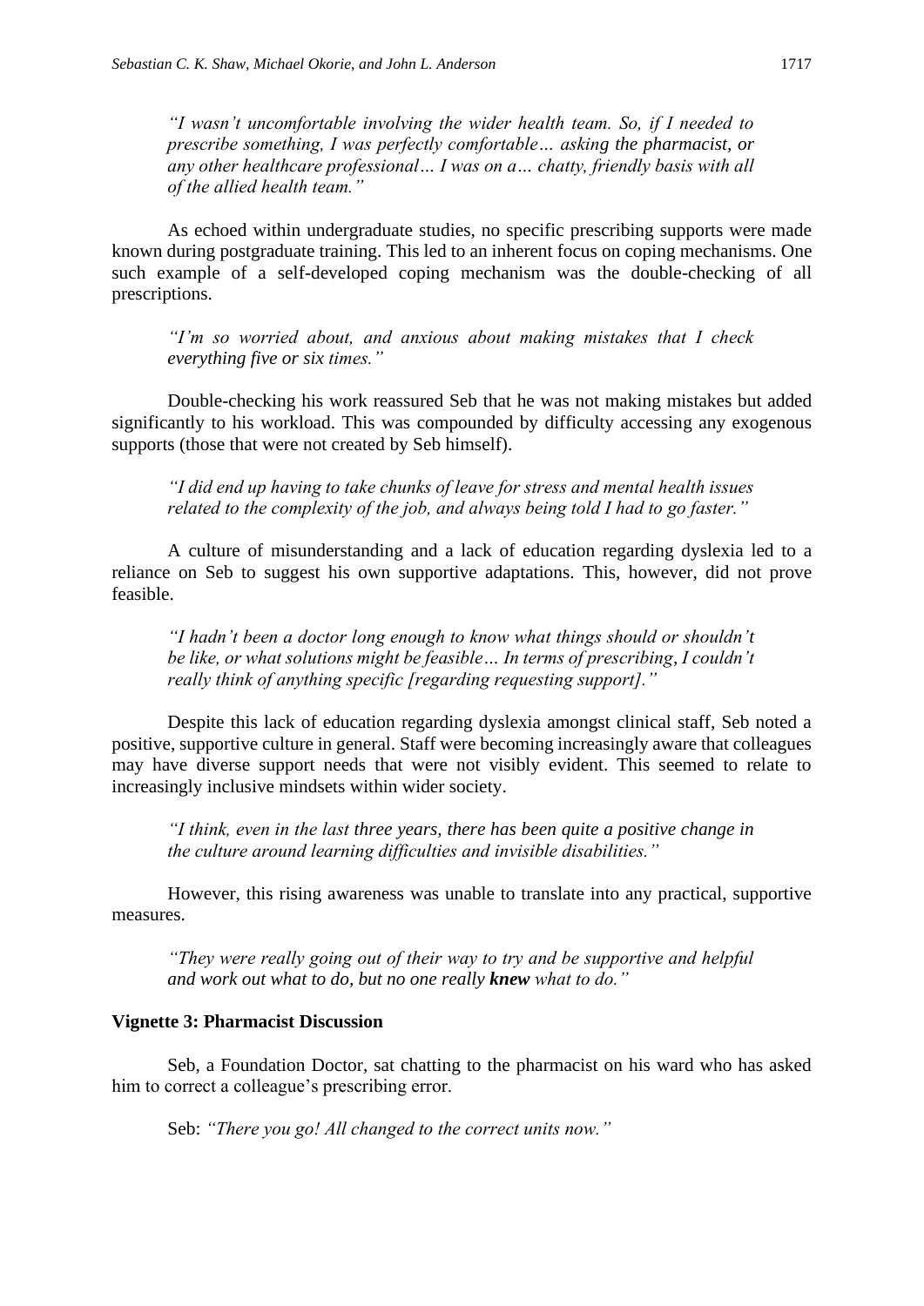> *"I wasn't uncomfortable involving the wider health team. So, if I needed to prescribe something, I was perfectly comfortable… asking the pharmacist, or any other healthcare professional… I was on a… chatty, friendly basis with all of the allied health team."*

As echoed within undergraduate studies, no specific prescribing supports were made known during postgraduate training. This led to an inherent focus on coping mechanisms. One such example of a self-developed coping mechanism was the double-checking of all prescriptions.

> *"I'm so worried about, and anxious about making mistakes that I check everything five or six times."*

Double-checking his work reassured Seb that he was not making mistakes but added significantly to his workload. This was compounded by difficulty accessing any exogenous supports (those that were not created by Seb himself).

> *"I did end up having to take chunks of leave for stress and mental health issues related to the complexity of the job, and always being told I had to go faster."*

A culture of misunderstanding and a lack of education regarding dyslexia led to a reliance on Seb to suggest his own supportive adaptations. This, however, did not prove feasible.

> *"I hadn't been a doctor long enough to know what things should or shouldn't be like, or what solutions might be feasible… In terms of prescribing, I couldn't really think of anything specific [regarding requesting support]."*

Despite this lack of education regarding dyslexia amongst clinical staff, Seb noted a positive, supportive culture in general. Staff were becoming increasingly aware that colleagues may have diverse support needs that were not visibly evident. This seemed to relate to increasingly inclusive mindsets within wider society.

> *"I think, even in the last three years, there has been quite a positive change in the culture around learning difficulties and invisible disabilities."*

However, this rising awareness was unable to translate into any practical, supportive measures.

> *"They were really going out of their way to try and be supportive and helpful and work out what to do, but no one really **knew** what to do."*

**Vignette 3: Pharmacist Discussion**

Seb, a Foundation Doctor, sat chatting to the pharmacist on his ward who has asked him to correct a colleague's prescribing error.

> Seb: *"There you go! All changed to the correct units now."*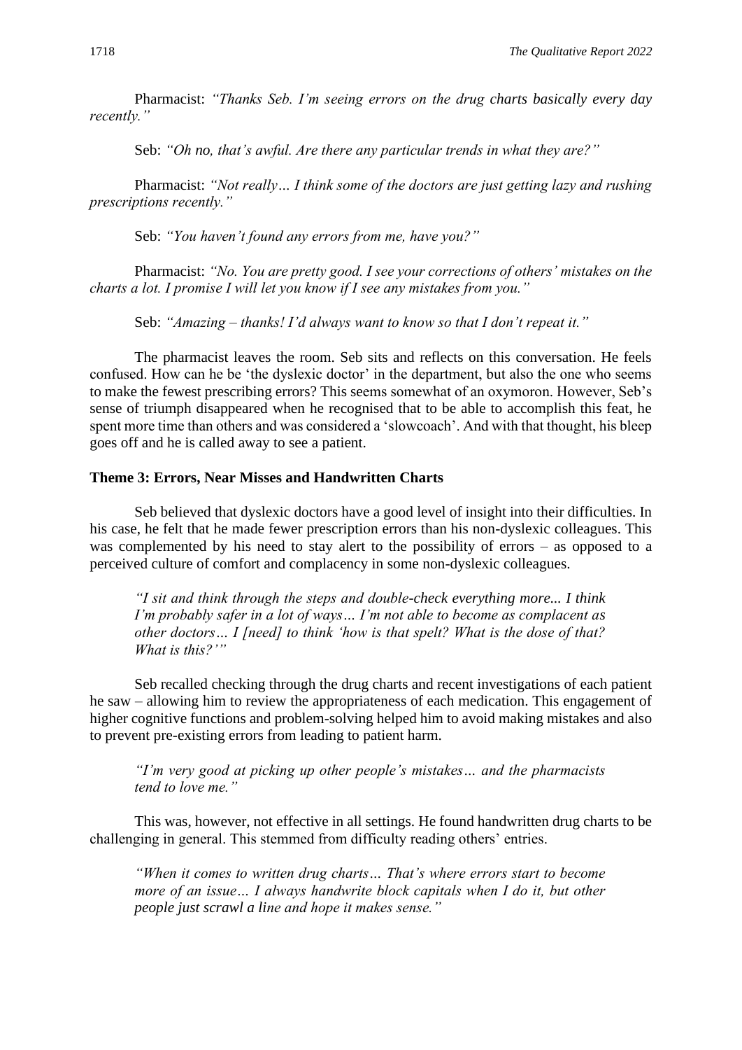Pharmacist: *"Thanks Seb. I'm seeing errors on the drug charts basically every day recently."*

Seb: *"Oh no, that's awful. Are there any particular trends in what they are?"*

Pharmacist: *"Not really… I think some of the doctors are just getting lazy and rushing prescriptions recently."*

Seb: *"You haven't found any errors from me, have you?"*

Pharmacist: *"No. You are pretty good. I see your corrections of others' mistakes on the charts a lot. I promise I will let you know if I see any mistakes from you."*

Seb: *"Amazing – thanks! I'd always want to know so that I don't repeat it."*

The pharmacist leaves the room. Seb sits and reflects on this conversation. He feels confused. How can he be 'the dyslexic doctor' in the department, but also the one who seems to make the fewest prescribing errors? This seems somewhat of an oxymoron. However, Seb's sense of triumph disappeared when he recognised that to be able to accomplish this feat, he spent more time than others and was considered a 'slowcoach'. And with that thought, his bleep goes off and he is called away to see a patient.

### Theme 3: Errors, Near Misses and Handwritten Charts

Seb believed that dyslexic doctors have a good level of insight into their difficulties. In his case, he felt that he made fewer prescription errors than his non-dyslexic colleagues. This was complemented by his need to stay alert to the possibility of errors – as opposed to a perceived culture of comfort and complacency in some non-dyslexic colleagues.

> *"I sit and think through the steps and double-check everything more... I think I'm probably safer in a lot of ways… I'm not able to become as complacent as other doctors… I [need] to think 'how is that spelt? What is the dose of that? What is this?'"*

Seb recalled checking through the drug charts and recent investigations of each patient he saw – allowing him to review the appropriateness of each medication. This engagement of higher cognitive functions and problem-solving helped him to avoid making mistakes and also to prevent pre-existing errors from leading to patient harm.

> *"I'm very good at picking up other people's mistakes… and the pharmacists tend to love me."*

This was, however, not effective in all settings. He found handwritten drug charts to be challenging in general. This stemmed from difficulty reading others' entries.

> *"When it comes to written drug charts… That's where errors start to become more of an issue… I always handwrite block capitals when I do it, but other people just scrawl a line and hope it makes sense."*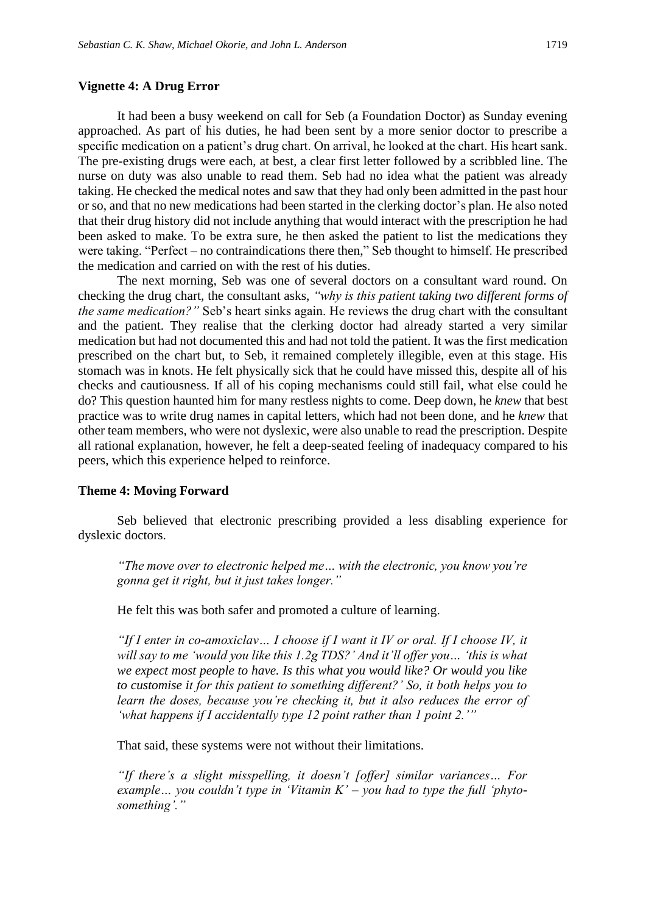**Vignette 4: A Drug Error**

It had been a busy weekend on call for Seb (a Foundation Doctor) as Sunday evening approached. As part of his duties, he had been sent by a more senior doctor to prescribe a specific medication on a patient's drug chart. On arrival, he looked at the chart. His heart sank. The pre-existing drugs were each, at best, a clear first letter followed by a scribbled line. The nurse on duty was also unable to read them. Seb had no idea what the patient was already taking. He checked the medical notes and saw that they had only been admitted in the past hour or so, and that no new medications had been started in the clerking doctor's plan. He also noted that their drug history did not include anything that would interact with the prescription he had been asked to make. To be extra sure, he then asked the patient to list the medications they were taking. "Perfect – no contraindications there then," Seb thought to himself. He prescribed the medication and carried on with the rest of his duties.

The next morning, Seb was one of several doctors on a consultant ward round. On checking the drug chart, the consultant asks, *"why is this patient taking two different forms of the same medication?"* Seb's heart sinks again. He reviews the drug chart with the consultant and the patient. They realise that the clerking doctor had already started a very similar medication but had not documented this and had not told the patient. It was the first medication prescribed on the chart but, to Seb, it remained completely illegible, even at this stage. His stomach was in knots. He felt physically sick that he could have missed this, despite all of his checks and cautiousness. If all of his coping mechanisms could still fail, what else could he do? This question haunted him for many restless nights to come. Deep down, he *knew* that best practice was to write drug names in capital letters, which had not been done, and he *knew* that other team members, who were not dyslexic, were also unable to read the prescription. Despite all rational explanation, however, he felt a deep-seated feeling of inadequacy compared to his peers, which this experience helped to reinforce.

**Theme 4: Moving Forward**

Seb believed that electronic prescribing provided a less disabling experience for dyslexic doctors.

> *"The move over to electronic helped me… with the electronic, you know you're gonna get it right, but it just takes longer."*

He felt this was both safer and promoted a culture of learning.

> *"If I enter in co-amoxiclav… I choose if I want it IV or oral. If I choose IV, it will say to me 'would you like this 1.2g TDS?' And it'll offer you… 'this is what we expect most people to have. Is this what you would like? Or would you like to customise it for this patient to something different?' So, it both helps you to learn the doses, because you're checking it, but it also reduces the error of 'what happens if I accidentally type 12 point rather than 1 point 2.'"*

That said, these systems were not without their limitations.

> *"If there's a slight misspelling, it doesn't [offer] similar variances… For example… you couldn't type in 'Vitamin K' – you had to type the full 'phyto-something'."*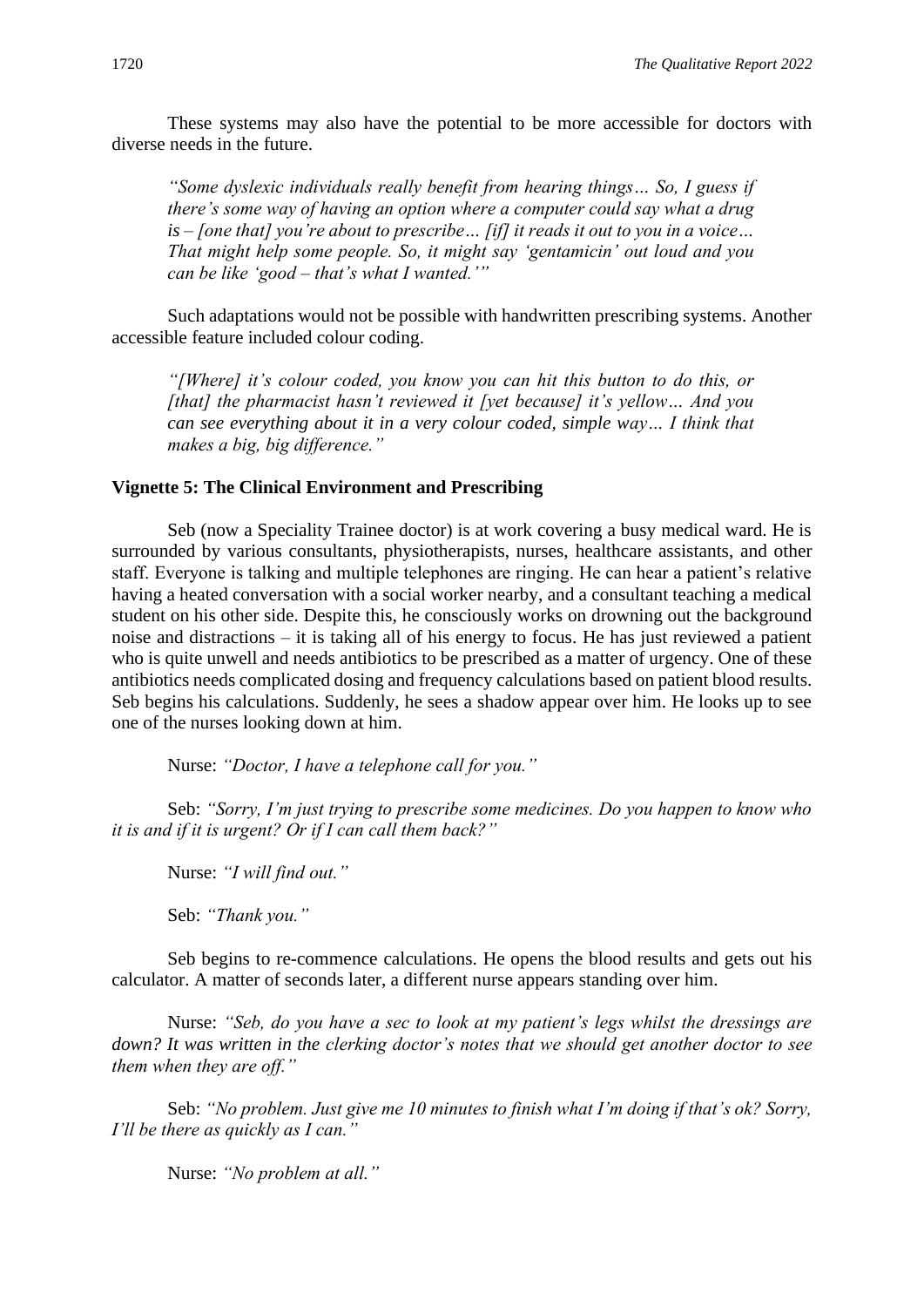These systems may also have the potential to be more accessible for doctors with diverse needs in the future.

> *"Some dyslexic individuals really benefit from hearing things… So, I guess if there's some way of having an option where a computer could say what a drug is – [one that] you're about to prescribe… [if] it reads it out to you in a voice… That might help some people. So, it might say 'gentamicin' out loud and you can be like 'good – that's what I wanted.'"*

Such adaptations would not be possible with handwritten prescribing systems. Another accessible feature included colour coding.

> *"[Where] it's colour coded, you know you can hit this button to do this, or [that] the pharmacist hasn't reviewed it [yet because] it's yellow… And you can see everything about it in a very colour coded, simple way… I think that makes a big, big difference."*

### Vignette 5: The Clinical Environment and Prescribing

Seb (now a Speciality Trainee doctor) is at work covering a busy medical ward. He is surrounded by various consultants, physiotherapists, nurses, healthcare assistants, and other staff. Everyone is talking and multiple telephones are ringing. He can hear a patient's relative having a heated conversation with a social worker nearby, and a consultant teaching a medical student on his other side. Despite this, he consciously works on drowning out the background noise and distractions – it is taking all of his energy to focus. He has just reviewed a patient who is quite unwell and needs antibiotics to be prescribed as a matter of urgency. One of these antibiotics needs complicated dosing and frequency calculations based on patient blood results. Seb begins his calculations. Suddenly, he sees a shadow appear over him. He looks up to see one of the nurses looking down at him.

Nurse: *"Doctor, I have a telephone call for you."*

Seb: *"Sorry, I'm just trying to prescribe some medicines. Do you happen to know who it is and if it is urgent? Or if I can call them back?"*

Nurse: *"I will find out."*

Seb: *"Thank you."*

Seb begins to re-commence calculations. He opens the blood results and gets out his calculator. A matter of seconds later, a different nurse appears standing over him.

Nurse: *"Seb, do you have a sec to look at my patient's legs whilst the dressings are down? It was written in the clerking doctor's notes that we should get another doctor to see them when they are off."*

Seb: *"No problem. Just give me 10 minutes to finish what I'm doing if that's ok? Sorry, I'll be there as quickly as I can."*

Nurse: *"No problem at all."*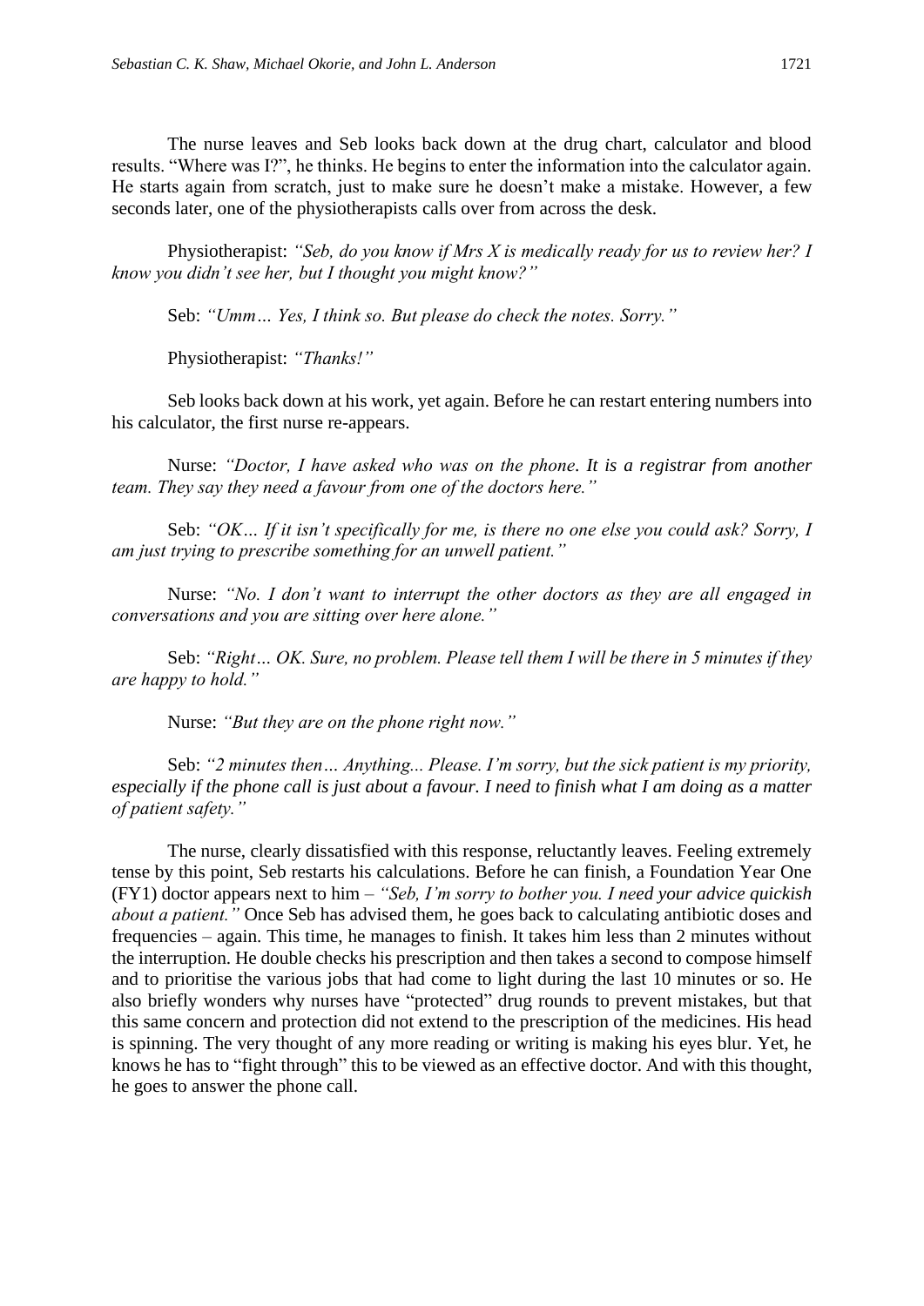The nurse leaves and Seb looks back down at the drug chart, calculator and blood results. "Where was I?", he thinks. He begins to enter the information into the calculator again. He starts again from scratch, just to make sure he doesn't make a mistake. However, a few seconds later, one of the physiotherapists calls over from across the desk.

Physiotherapist: *"Seb, do you know if Mrs X is medically ready for us to review her? I know you didn't see her, but I thought you might know?"*

Seb: *"Umm… Yes, I think so. But please do check the notes. Sorry."*

Physiotherapist: *"Thanks!"*

Seb looks back down at his work, yet again. Before he can restart entering numbers into his calculator, the first nurse re-appears.

Nurse: *"Doctor, I have asked who was on the phone. It is a registrar from another team. They say they need a favour from one of the doctors here."*

Seb: *"OK… If it isn't specifically for me, is there no one else you could ask? Sorry, I am just trying to prescribe something for an unwell patient."*

Nurse: *"No. I don't want to interrupt the other doctors as they are all engaged in conversations and you are sitting over here alone."*

Seb: *"Right… OK. Sure, no problem. Please tell them I will be there in 5 minutes if they are happy to hold."*

Nurse: *"But they are on the phone right now."*

Seb: *"2 minutes then… Anything... Please. I'm sorry, but the sick patient is my priority, especially if the phone call is just about a favour. I need to finish what I am doing as a matter of patient safety."*

The nurse, clearly dissatisfied with this response, reluctantly leaves. Feeling extremely tense by this point, Seb restarts his calculations. Before he can finish, a Foundation Year One (FY1) doctor appears next to him – *"Seb, I'm sorry to bother you. I need your advice quickish about a patient."* Once Seb has advised them, he goes back to calculating antibiotic doses and frequencies – again. This time, he manages to finish. It takes him less than 2 minutes without the interruption. He double checks his prescription and then takes a second to compose himself and to prioritise the various jobs that had come to light during the last 10 minutes or so. He also briefly wonders why nurses have "protected" drug rounds to prevent mistakes, but that this same concern and protection did not extend to the prescription of the medicines. His head is spinning. The very thought of any more reading or writing is making his eyes blur. Yet, he knows he has to "fight through" this to be viewed as an effective doctor. And with this thought, he goes to answer the phone call.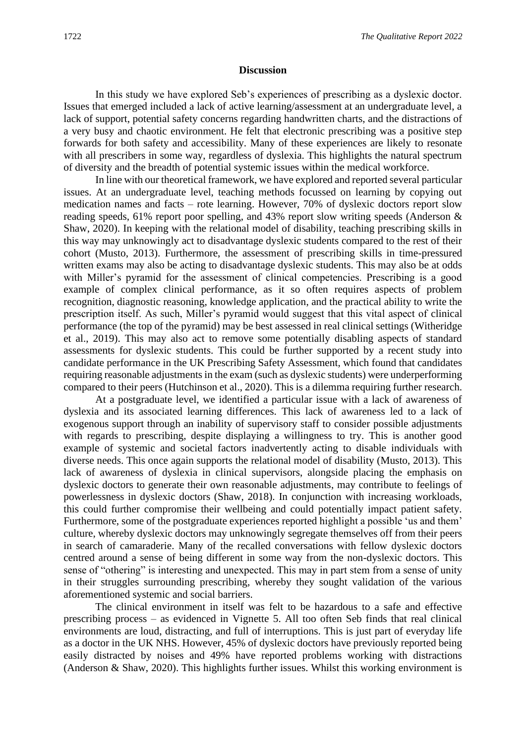## Discussion

In this study we have explored Seb's experiences of prescribing as a dyslexic doctor. Issues that emerged included a lack of active learning/assessment at an undergraduate level, a lack of support, potential safety concerns regarding handwritten charts, and the distractions of a very busy and chaotic environment. He felt that electronic prescribing was a positive step forwards for both safety and accessibility. Many of these experiences are likely to resonate with all prescribers in some way, regardless of dyslexia. This highlights the natural spectrum of diversity and the breadth of potential systemic issues within the medical workforce.

In line with our theoretical framework, we have explored and reported several particular issues. At an undergraduate level, teaching methods focussed on learning by copying out medication names and facts – rote learning. However, 70% of dyslexic doctors report slow reading speeds, 61% report poor spelling, and 43% report slow writing speeds (Anderson & Shaw, 2020). In keeping with the relational model of disability, teaching prescribing skills in this way may unknowingly act to disadvantage dyslexic students compared to the rest of their cohort (Musto, 2013). Furthermore, the assessment of prescribing skills in time-pressured written exams may also be acting to disadvantage dyslexic students. This may also be at odds with Miller's pyramid for the assessment of clinical competencies. Prescribing is a good example of complex clinical performance, as it so often requires aspects of problem recognition, diagnostic reasoning, knowledge application, and the practical ability to write the prescription itself. As such, Miller's pyramid would suggest that this vital aspect of clinical performance (the top of the pyramid) may be best assessed in real clinical settings (Witheridge et al., 2019). This may also act to remove some potentially disabling aspects of standard assessments for dyslexic students. This could be further supported by a recent study into candidate performance in the UK Prescribing Safety Assessment, which found that candidates requiring reasonable adjustments in the exam (such as dyslexic students) were underperforming compared to their peers (Hutchinson et al., 2020). This is a dilemma requiring further research.

At a postgraduate level, we identified a particular issue with a lack of awareness of dyslexia and its associated learning differences. This lack of awareness led to a lack of exogenous support through an inability of supervisory staff to consider possible adjustments with regards to prescribing, despite displaying a willingness to try. This is another good example of systemic and societal factors inadvertently acting to disable individuals with diverse needs. This once again supports the relational model of disability (Musto, 2013). This lack of awareness of dyslexia in clinical supervisors, alongside placing the emphasis on dyslexic doctors to generate their own reasonable adjustments, may contribute to feelings of powerlessness in dyslexic doctors (Shaw, 2018). In conjunction with increasing workloads, this could further compromise their wellbeing and could potentially impact patient safety. Furthermore, some of the postgraduate experiences reported highlight a possible 'us and them' culture, whereby dyslexic doctors may unknowingly segregate themselves off from their peers in search of camaraderie. Many of the recalled conversations with fellow dyslexic doctors centred around a sense of being different in some way from the non-dyslexic doctors. This sense of "othering" is interesting and unexpected. This may in part stem from a sense of unity in their struggles surrounding prescribing, whereby they sought validation of the various aforementioned systemic and social barriers.

The clinical environment in itself was felt to be hazardous to a safe and effective prescribing process – as evidenced in Vignette 5. All too often Seb finds that real clinical environments are loud, distracting, and full of interruptions. This is just part of everyday life as a doctor in the UK NHS. However, 45% of dyslexic doctors have previously reported being easily distracted by noises and 49% have reported problems working with distractions (Anderson & Shaw, 2020). This highlights further issues. Whilst this working environment is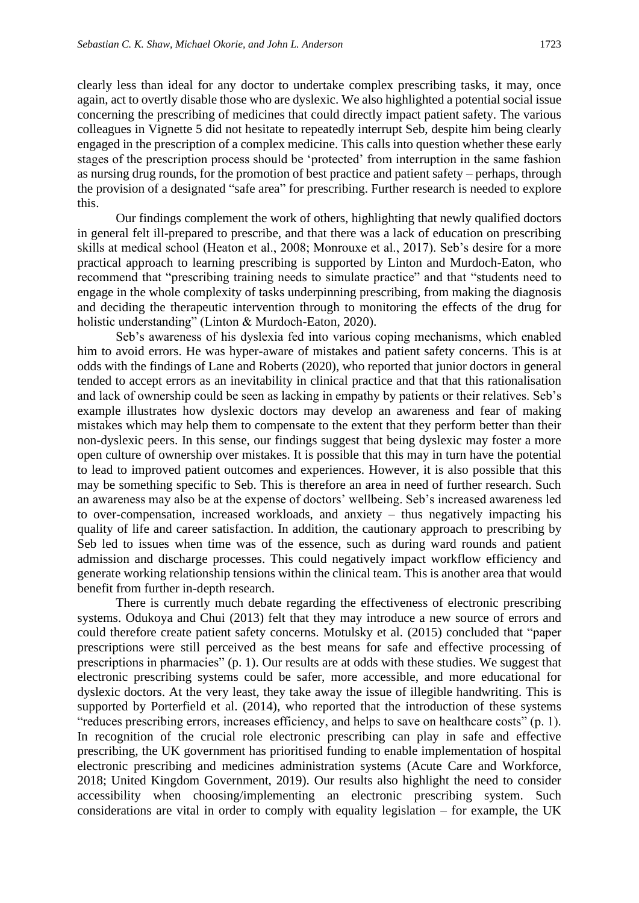clearly less than ideal for any doctor to undertake complex prescribing tasks, it may, once again, act to overtly disable those who are dyslexic. We also highlighted a potential social issue concerning the prescribing of medicines that could directly impact patient safety. The various colleagues in Vignette 5 did not hesitate to repeatedly interrupt Seb, despite him being clearly engaged in the prescription of a complex medicine. This calls into question whether these early stages of the prescription process should be 'protected' from interruption in the same fashion as nursing drug rounds, for the promotion of best practice and patient safety – perhaps, through the provision of a designated "safe area" for prescribing. Further research is needed to explore this.

Our findings complement the work of others, highlighting that newly qualified doctors in general felt ill-prepared to prescribe, and that there was a lack of education on prescribing skills at medical school (Heaton et al., 2008; Monrouxe et al., 2017). Seb's desire for a more practical approach to learning prescribing is supported by Linton and Murdoch-Eaton, who recommend that "prescribing training needs to simulate practice" and that "students need to engage in the whole complexity of tasks underpinning prescribing, from making the diagnosis and deciding the therapeutic intervention through to monitoring the effects of the drug for holistic understanding" (Linton & Murdoch-Eaton, 2020).

Seb's awareness of his dyslexia fed into various coping mechanisms, which enabled him to avoid errors. He was hyper-aware of mistakes and patient safety concerns. This is at odds with the findings of Lane and Roberts (2020), who reported that junior doctors in general tended to accept errors as an inevitability in clinical practice and that that this rationalisation and lack of ownership could be seen as lacking in empathy by patients or their relatives. Seb's example illustrates how dyslexic doctors may develop an awareness and fear of making mistakes which may help them to compensate to the extent that they perform better than their non-dyslexic peers. In this sense, our findings suggest that being dyslexic may foster a more open culture of ownership over mistakes. It is possible that this may in turn have the potential to lead to improved patient outcomes and experiences. However, it is also possible that this may be something specific to Seb. This is therefore an area in need of further research. Such an awareness may also be at the expense of doctors' wellbeing. Seb's increased awareness led to over-compensation, increased workloads, and anxiety – thus negatively impacting his quality of life and career satisfaction. In addition, the cautionary approach to prescribing by Seb led to issues when time was of the essence, such as during ward rounds and patient admission and discharge processes. This could negatively impact workflow efficiency and generate working relationship tensions within the clinical team. This is another area that would benefit from further in-depth research.

There is currently much debate regarding the effectiveness of electronic prescribing systems. Odukoya and Chui (2013) felt that they may introduce a new source of errors and could therefore create patient safety concerns. Motulsky et al. (2015) concluded that "paper prescriptions were still perceived as the best means for safe and effective processing of prescriptions in pharmacies" (p. 1). Our results are at odds with these studies. We suggest that electronic prescribing systems could be safer, more accessible, and more educational for dyslexic doctors. At the very least, they take away the issue of illegible handwriting. This is supported by Porterfield et al. (2014), who reported that the introduction of these systems "reduces prescribing errors, increases efficiency, and helps to save on healthcare costs" (p. 1). In recognition of the crucial role electronic prescribing can play in safe and effective prescribing, the UK government has prioritised funding to enable implementation of hospital electronic prescribing and medicines administration systems (Acute Care and Workforce, 2018; United Kingdom Government, 2019). Our results also highlight the need to consider accessibility when choosing/implementing an electronic prescribing system. Such considerations are vital in order to comply with equality legislation – for example, the UK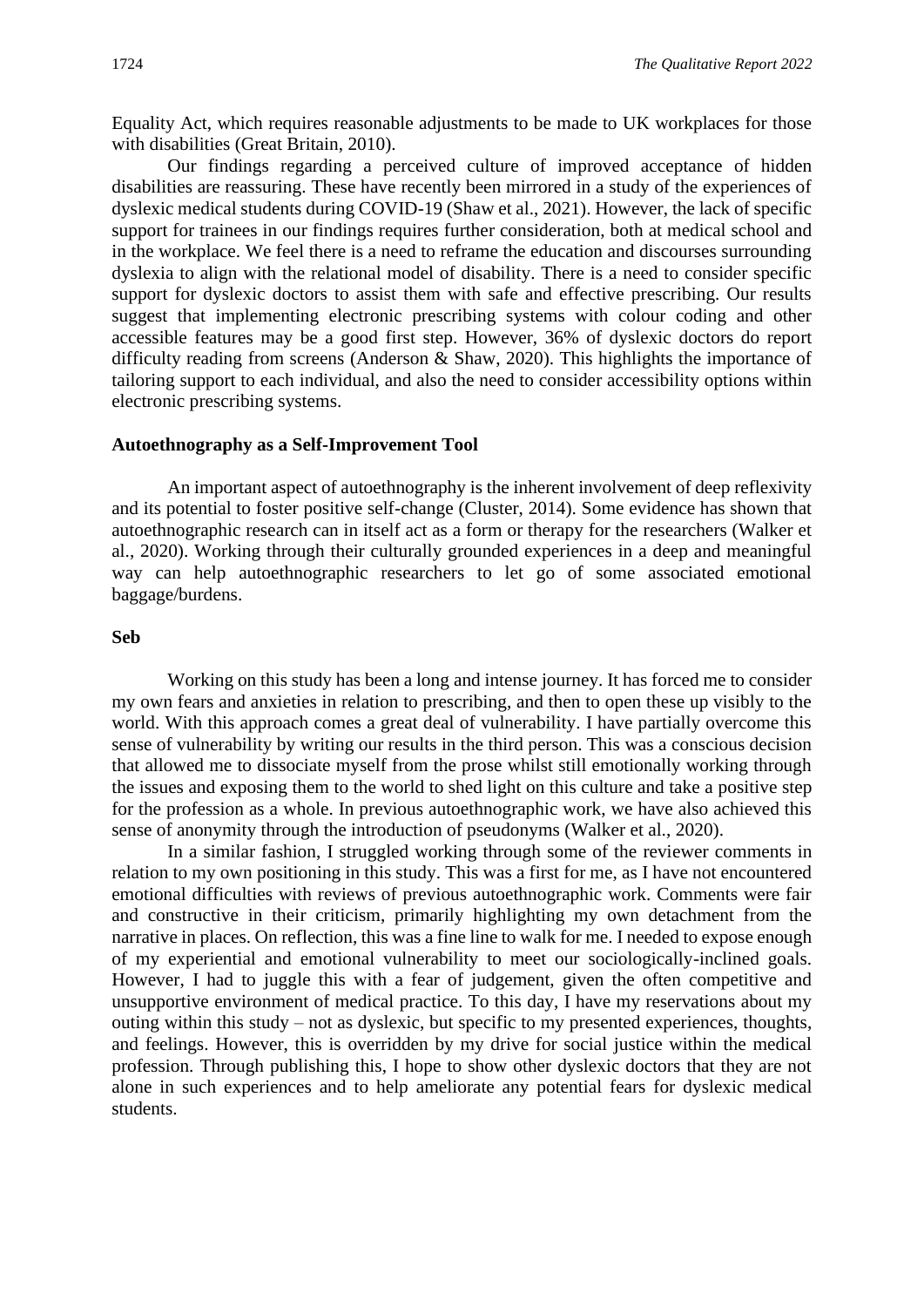Equality Act, which requires reasonable adjustments to be made to UK workplaces for those with disabilities (Great Britain, 2010).

Our findings regarding a perceived culture of improved acceptance of hidden disabilities are reassuring. These have recently been mirrored in a study of the experiences of dyslexic medical students during COVID-19 (Shaw et al., 2021). However, the lack of specific support for trainees in our findings requires further consideration, both at medical school and in the workplace. We feel there is a need to reframe the education and discourses surrounding dyslexia to align with the relational model of disability. There is a need to consider specific support for dyslexic doctors to assist them with safe and effective prescribing. Our results suggest that implementing electronic prescribing systems with colour coding and other accessible features may be a good first step. However, 36% of dyslexic doctors do report difficulty reading from screens (Anderson & Shaw, 2020). This highlights the importance of tailoring support to each individual, and also the need to consider accessibility options within electronic prescribing systems.

### Autoethnography as a Self-Improvement Tool

An important aspect of autoethnography is the inherent involvement of deep reflexivity and its potential to foster positive self-change (Cluster, 2014). Some evidence has shown that autoethnographic research can in itself act as a form or therapy for the researchers (Walker et al., 2020). Working through their culturally grounded experiences in a deep and meaningful way can help autoethnographic researchers to let go of some associated emotional baggage/burdens.

### Seb

Working on this study has been a long and intense journey. It has forced me to consider my own fears and anxieties in relation to prescribing, and then to open these up visibly to the world. With this approach comes a great deal of vulnerability. I have partially overcome this sense of vulnerability by writing our results in the third person. This was a conscious decision that allowed me to dissociate myself from the prose whilst still emotionally working through the issues and exposing them to the world to shed light on this culture and take a positive step for the profession as a whole. In previous autoethnographic work, we have also achieved this sense of anonymity through the introduction of pseudonyms (Walker et al., 2020).

In a similar fashion, I struggled working through some of the reviewer comments in relation to my own positioning in this study. This was a first for me, as I have not encountered emotional difficulties with reviews of previous autoethnographic work. Comments were fair and constructive in their criticism, primarily highlighting my own detachment from the narrative in places. On reflection, this was a fine line to walk for me. I needed to expose enough of my experiential and emotional vulnerability to meet our sociologically-inclined goals. However, I had to juggle this with a fear of judgement, given the often competitive and unsupportive environment of medical practice. To this day, I have my reservations about my outing within this study – not as dyslexic, but specific to my presented experiences, thoughts, and feelings. However, this is overridden by my drive for social justice within the medical profession. Through publishing this, I hope to show other dyslexic doctors that they are not alone in such experiences and to help ameliorate any potential fears for dyslexic medical students.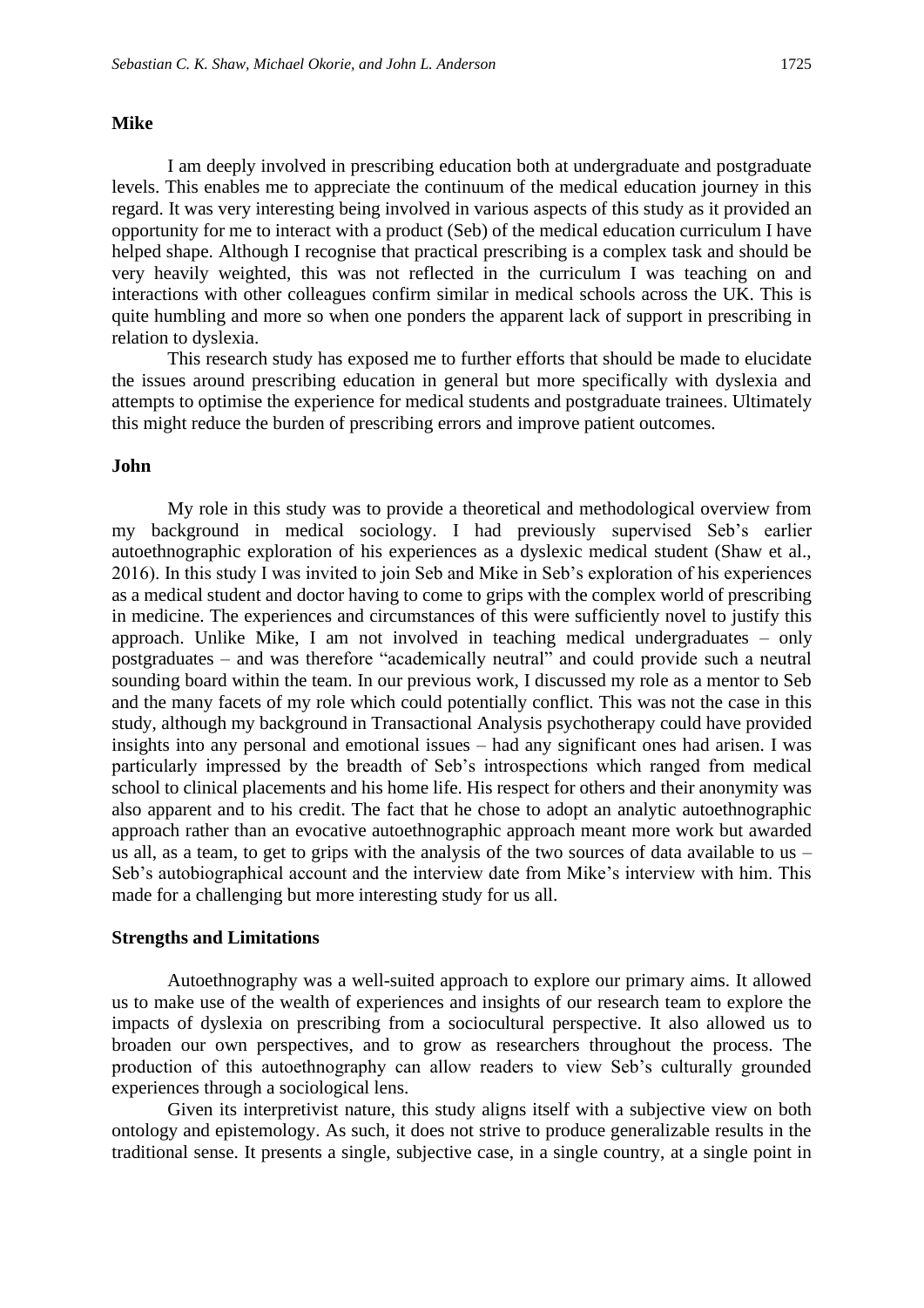### Mike

I am deeply involved in prescribing education both at undergraduate and postgraduate levels. This enables me to appreciate the continuum of the medical education journey in this regard. It was very interesting being involved in various aspects of this study as it provided an opportunity for me to interact with a product (Seb) of the medical education curriculum I have helped shape. Although I recognise that practical prescribing is a complex task and should be very heavily weighted, this was not reflected in the curriculum I was teaching on and interactions with other colleagues confirm similar in medical schools across the UK. This is quite humbling and more so when one ponders the apparent lack of support in prescribing in relation to dyslexia.

This research study has exposed me to further efforts that should be made to elucidate the issues around prescribing education in general but more specifically with dyslexia and attempts to optimise the experience for medical students and postgraduate trainees. Ultimately this might reduce the burden of prescribing errors and improve patient outcomes.

### John

My role in this study was to provide a theoretical and methodological overview from my background in medical sociology. I had previously supervised Seb's earlier autoethnographic exploration of his experiences as a dyslexic medical student (Shaw et al., 2016). In this study I was invited to join Seb and Mike in Seb's exploration of his experiences as a medical student and doctor having to come to grips with the complex world of prescribing in medicine. The experiences and circumstances of this were sufficiently novel to justify this approach. Unlike Mike, I am not involved in teaching medical undergraduates – only postgraduates – and was therefore "academically neutral" and could provide such a neutral sounding board within the team. In our previous work, I discussed my role as a mentor to Seb and the many facets of my role which could potentially conflict. This was not the case in this study, although my background in Transactional Analysis psychotherapy could have provided insights into any personal and emotional issues – had any significant ones had arisen. I was particularly impressed by the breadth of Seb's introspections which ranged from medical school to clinical placements and his home life. His respect for others and their anonymity was also apparent and to his credit. The fact that he chose to adopt an analytic autoethnographic approach rather than an evocative autoethnographic approach meant more work but awarded us all, as a team, to get to grips with the analysis of the two sources of data available to us – Seb's autobiographical account and the interview date from Mike's interview with him. This made for a challenging but more interesting study for us all.

### Strengths and Limitations

Autoethnography was a well-suited approach to explore our primary aims. It allowed us to make use of the wealth of experiences and insights of our research team to explore the impacts of dyslexia on prescribing from a sociocultural perspective. It also allowed us to broaden our own perspectives, and to grow as researchers throughout the process. The production of this autoethnography can allow readers to view Seb's culturally grounded experiences through a sociological lens.

Given its interpretivist nature, this study aligns itself with a subjective view on both ontology and epistemology. As such, it does not strive to produce generalizable results in the traditional sense. It presents a single, subjective case, in a single country, at a single point in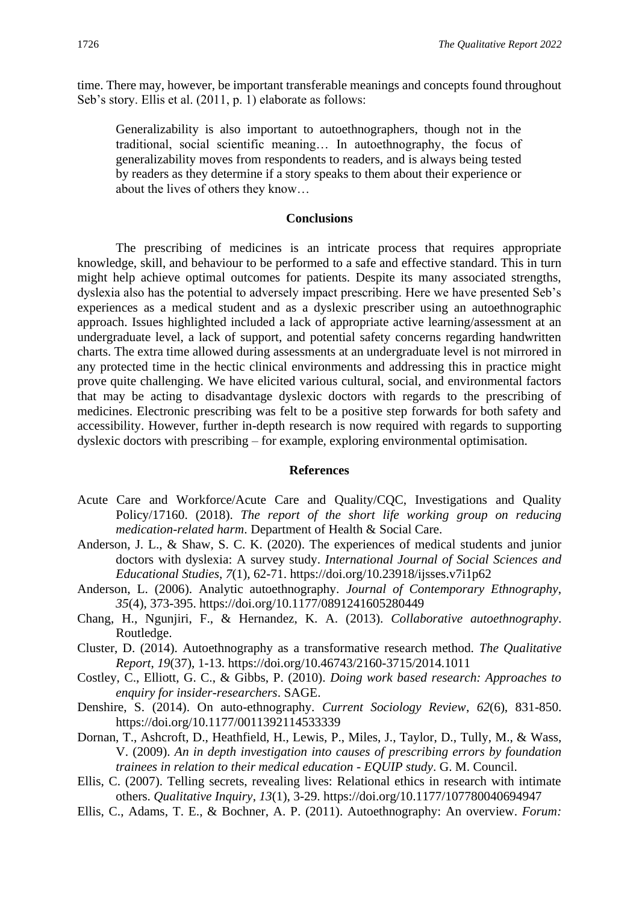time. There may, however, be important transferable meanings and concepts found throughout Seb's story. Ellis et al. (2011, p. 1) elaborate as follows:

> Generalizability is also important to autoethnographers, though not in the traditional, social scientific meaning… In autoethnography, the focus of generalizability moves from respondents to readers, and is always being tested by readers as they determine if a story speaks to them about their experience or about the lives of others they know…

## Conclusions

The prescribing of medicines is an intricate process that requires appropriate knowledge, skill, and behaviour to be performed to a safe and effective standard. This in turn might help achieve optimal outcomes for patients. Despite its many associated strengths, dyslexia also has the potential to adversely impact prescribing. Here we have presented Seb's experiences as a medical student and as a dyslexic prescriber using an autoethnographic approach. Issues highlighted included a lack of appropriate active learning/assessment at an undergraduate level, a lack of support, and potential safety concerns regarding handwritten charts. The extra time allowed during assessments at an undergraduate level is not mirrored in any protected time in the hectic clinical environments and addressing this in practice might prove quite challenging. We have elicited various cultural, social, and environmental factors that may be acting to disadvantage dyslexic doctors with regards to the prescribing of medicines. Electronic prescribing was felt to be a positive step forwards for both safety and accessibility. However, further in-depth research is now required with regards to supporting dyslexic doctors with prescribing – for example, exploring environmental optimisation.

## References

Acute Care and Workforce/Acute Care and Quality/CQC, Investigations and Quality Policy/17160. (2018). *The report of the short life working group on reducing medication-related harm*. Department of Health & Social Care.

Anderson, J. L., & Shaw, S. C. K. (2020). The experiences of medical students and junior doctors with dyslexia: A survey study. *International Journal of Social Sciences and Educational Studies*, *7*(1), 62-71. https://doi.org/10.23918/ijsses.v7i1p62

Anderson, L. (2006). Analytic autoethnography. *Journal of Contemporary Ethnography*, *35*(4), 373-395. https://doi.org/10.1177/0891241605280449

Chang, H., Ngunjiri, F., & Hernandez, K. A. (2013). *Collaborative autoethnography*. Routledge.

Cluster, D. (2014). Autoethnography as a transformative research method. *The Qualitative Report*, *19*(37), 1-13. https://doi.org/10.46743/2160-3715/2014.1011

Costley, C., Elliott, G. C., & Gibbs, P. (2010). *Doing work based research: Approaches to enquiry for insider-researchers*. SAGE.

Denshire, S. (2014). On auto-ethnography. *Current Sociology Review*, *62*(6), 831-850. https://doi.org/10.1177/0011392114533339

Dornan, T., Ashcroft, D., Heathfield, H., Lewis, P., Miles, J., Taylor, D., Tully, M., & Wass, V. (2009). *An in depth investigation into causes of prescribing errors by foundation trainees in relation to their medical education - EQUIP study*. G. M. Council.

Ellis, C. (2007). Telling secrets, revealing lives: Relational ethics in research with intimate others. *Qualitative Inquiry*, *13*(1), 3-29. https://doi.org/10.1177/107780040694947

Ellis, C., Adams, T. E., & Bochner, A. P. (2011). Autoethnography: An overview. *Forum:*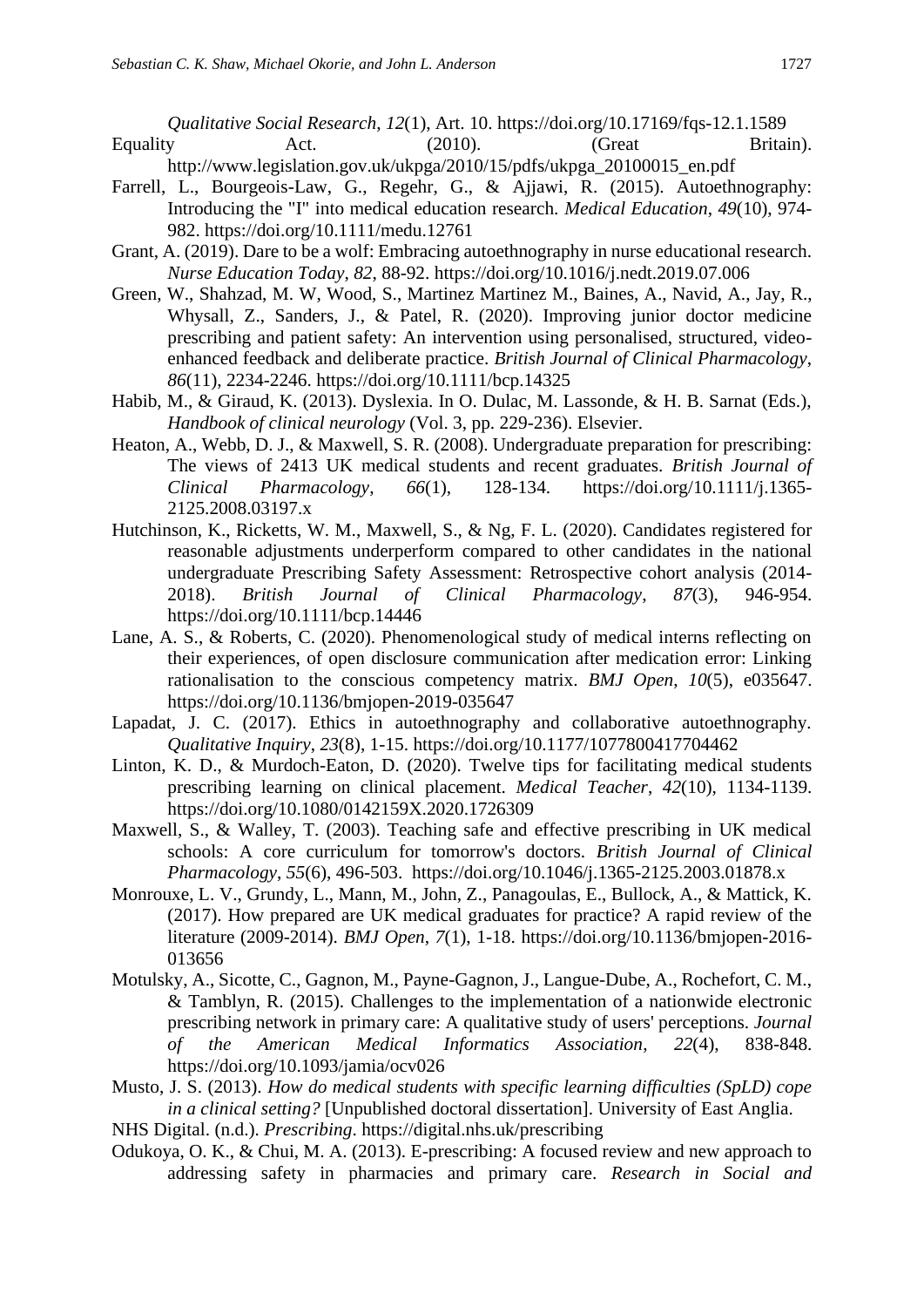*Qualitative Social Research*, *12*(1), Art. 10. https://doi.org/10.17169/fqs-12.1.1589

Equality Act. (2010). (Great Britain). http://www.legislation.gov.uk/ukpga/2010/15/pdfs/ukpga_20100015_en.pdf

Farrell, L., Bourgeois-Law, G., Regehr, G., & Ajjawi, R. (2015). Autoethnography: Introducing the "I" into medical education research. *Medical Education*, *49*(10), 974-982. https://doi.org/10.1111/medu.12761

Grant, A. (2019). Dare to be a wolf: Embracing autoethnography in nurse educational research. *Nurse Education Today*, *82*, 88-92. https://doi.org/10.1016/j.nedt.2019.07.006

Green, W., Shahzad, M. W, Wood, S., Martinez Martinez M., Baines, A., Navid, A., Jay, R., Whysall, Z., Sanders, J., & Patel, R. (2020). Improving junior doctor medicine prescribing and patient safety: An intervention using personalised, structured, video-enhanced feedback and deliberate practice. *British Journal of Clinical Pharmacology*, *86*(11), 2234-2246. https://doi.org/10.1111/bcp.14325

Habib, M., & Giraud, K. (2013). Dyslexia. In O. Dulac, M. Lassonde, & H. B. Sarnat (Eds.), *Handbook of clinical neurology* (Vol. 3, pp. 229-236). Elsevier.

Heaton, A., Webb, D. J., & Maxwell, S. R. (2008). Undergraduate preparation for prescribing: The views of 2413 UK medical students and recent graduates. *British Journal of Clinical Pharmacology*, *66*(1), 128-134. https://doi.org/10.1111/j.1365-2125.2008.03197.x

Hutchinson, K., Ricketts, W. M., Maxwell, S., & Ng, F. L. (2020). Candidates registered for reasonable adjustments underperform compared to other candidates in the national undergraduate Prescribing Safety Assessment: Retrospective cohort analysis (2014-2018). *British Journal of Clinical Pharmacology*, *87*(3), 946-954. https://doi.org/10.1111/bcp.14446

Lane, A. S., & Roberts, C. (2020). Phenomenological study of medical interns reflecting on their experiences, of open disclosure communication after medication error: Linking rationalisation to the conscious competency matrix. *BMJ Open*, *10*(5), e035647. https://doi.org/10.1136/bmjopen-2019-035647

Lapadat, J. C. (2017). Ethics in autoethnography and collaborative autoethnography. *Qualitative Inquiry*, *23*(8), 1-15. https://doi.org/10.1177/1077800417704462

Linton, K. D., & Murdoch-Eaton, D. (2020). Twelve tips for facilitating medical students prescribing learning on clinical placement. *Medical Teacher*, *42*(10), 1134-1139. https://doi.org/10.1080/0142159X.2020.1726309

Maxwell, S., & Walley, T. (2003). Teaching safe and effective prescribing in UK medical schools: A core curriculum for tomorrow's doctors. *British Journal of Clinical Pharmacology*, *55*(6), 496-503. https://doi.org/10.1046/j.1365-2125.2003.01878.x

Monrouxe, L. V., Grundy, L., Mann, M., John, Z., Panagoulas, E., Bullock, A., & Mattick, K. (2017). How prepared are UK medical graduates for practice? A rapid review of the literature (2009-2014). *BMJ Open*, *7*(1), 1-18. https://doi.org/10.1136/bmjopen-2016-013656

Motulsky, A., Sicotte, C., Gagnon, M., Payne-Gagnon, J., Langue-Dube, A., Rochefort, C. M., & Tamblyn, R. (2015). Challenges to the implementation of a nationwide electronic prescribing network in primary care: A qualitative study of users' perceptions. *Journal of the American Medical Informatics Association*, *22*(4), 838-848. https://doi.org/10.1093/jamia/ocv026

Musto, J. S. (2013). *How do medical students with specific learning difficulties (SpLD) cope in a clinical setting?* [Unpublished doctoral dissertation]. University of East Anglia.

NHS Digital. (n.d.). *Prescribing*. https://digital.nhs.uk/prescribing

Odukoya, O. K., & Chui, M. A. (2013). E-prescribing: A focused review and new approach to addressing safety in pharmacies and primary care. *Research in Social and*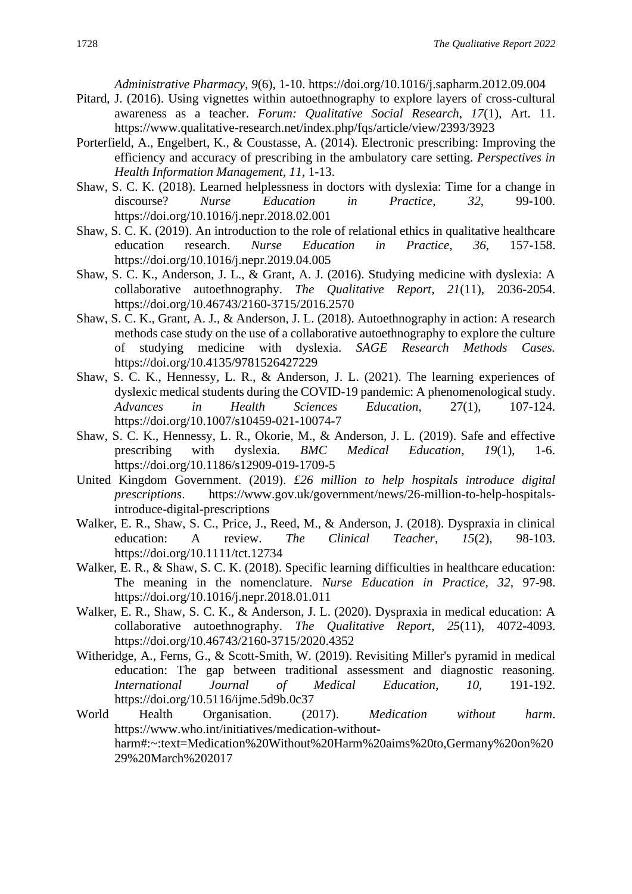*Administrative Pharmacy*, *9*(6), 1-10. https://doi.org/10.1016/j.sapharm.2012.09.004

Pitard, J. (2016). Using vignettes within autoethnography to explore layers of cross-cultural awareness as a teacher. *Forum: Qualitative Social Research*, *17*(1), Art. 11. https://www.qualitative-research.net/index.php/fqs/article/view/2393/3923

Porterfield, A., Engelbert, K., & Coustasse, A. (2014). Electronic prescribing: Improving the efficiency and accuracy of prescribing in the ambulatory care setting. *Perspectives in Health Information Management*, *11*, 1-13.

Shaw, S. C. K. (2018). Learned helplessness in doctors with dyslexia: Time for a change in discourse? *Nurse Education in Practice*, *32*, 99-100. https://doi.org/10.1016/j.nepr.2018.02.001

Shaw, S. C. K. (2019). An introduction to the role of relational ethics in qualitative healthcare education research. *Nurse Education in Practice*, *36*, 157-158. https://doi.org/10.1016/j.nepr.2019.04.005

Shaw, S. C. K., Anderson, J. L., & Grant, A. J. (2016). Studying medicine with dyslexia: A collaborative autoethnography. *The Qualitative Report*, *21*(11), 2036-2054. https://doi.org/10.46743/2160-3715/2016.2570

Shaw, S. C. K., Grant, A. J., & Anderson, J. L. (2018). Autoethnography in action: A research methods case study on the use of a collaborative autoethnography to explore the culture of studying medicine with dyslexia. *SAGE Research Methods Cases.* https://doi.org/10.4135/9781526427229

Shaw, S. C. K., Hennessy, L. R., & Anderson, J. L. (2021). The learning experiences of dyslexic medical students during the COVID-19 pandemic: A phenomenological study. *Advances in Health Sciences Education*, 27(1), 107-124. https://doi.org/10.1007/s10459-021-10074-7

Shaw, S. C. K., Hennessy, L. R., Okorie, M., & Anderson, J. L. (2019). Safe and effective prescribing with dyslexia. *BMC Medical Education*, *19*(1), 1-6. https://doi.org/10.1186/s12909-019-1709-5

United Kingdom Government. (2019). *£26 million to help hospitals introduce digital prescriptions*. https://www.gov.uk/government/news/26-million-to-help-hospitals-introduce-digital-prescriptions

Walker, E. R., Shaw, S. C., Price, J., Reed, M., & Anderson, J. (2018). Dyspraxia in clinical education: A review. *The Clinical Teacher*, *15*(2), 98-103. https://doi.org/10.1111/tct.12734

Walker, E. R., & Shaw, S. C. K. (2018). Specific learning difficulties in healthcare education: The meaning in the nomenclature. *Nurse Education in Practice*, *32*, 97-98. https://doi.org/10.1016/j.nepr.2018.01.011

Walker, E. R., Shaw, S. C. K., & Anderson, J. L. (2020). Dyspraxia in medical education: A collaborative autoethnography. *The Qualitative Report*, *25*(11), 4072-4093. https://doi.org/10.46743/2160-3715/2020.4352

Witheridge, A., Ferns, G., & Scott-Smith, W. (2019). Revisiting Miller's pyramid in medical education: The gap between traditional assessment and diagnostic reasoning. *International Journal of Medical Education*, *10*, 191-192. https://doi.org/10.5116/ijme.5d9b.0c37

World Health Organisation. (2017). *Medication without harm*. https://www.who.int/initiatives/medication-without-harm#:~:text=Medication%20Without%20Harm%20aims%20to,Germany%20on%2029%20March%202017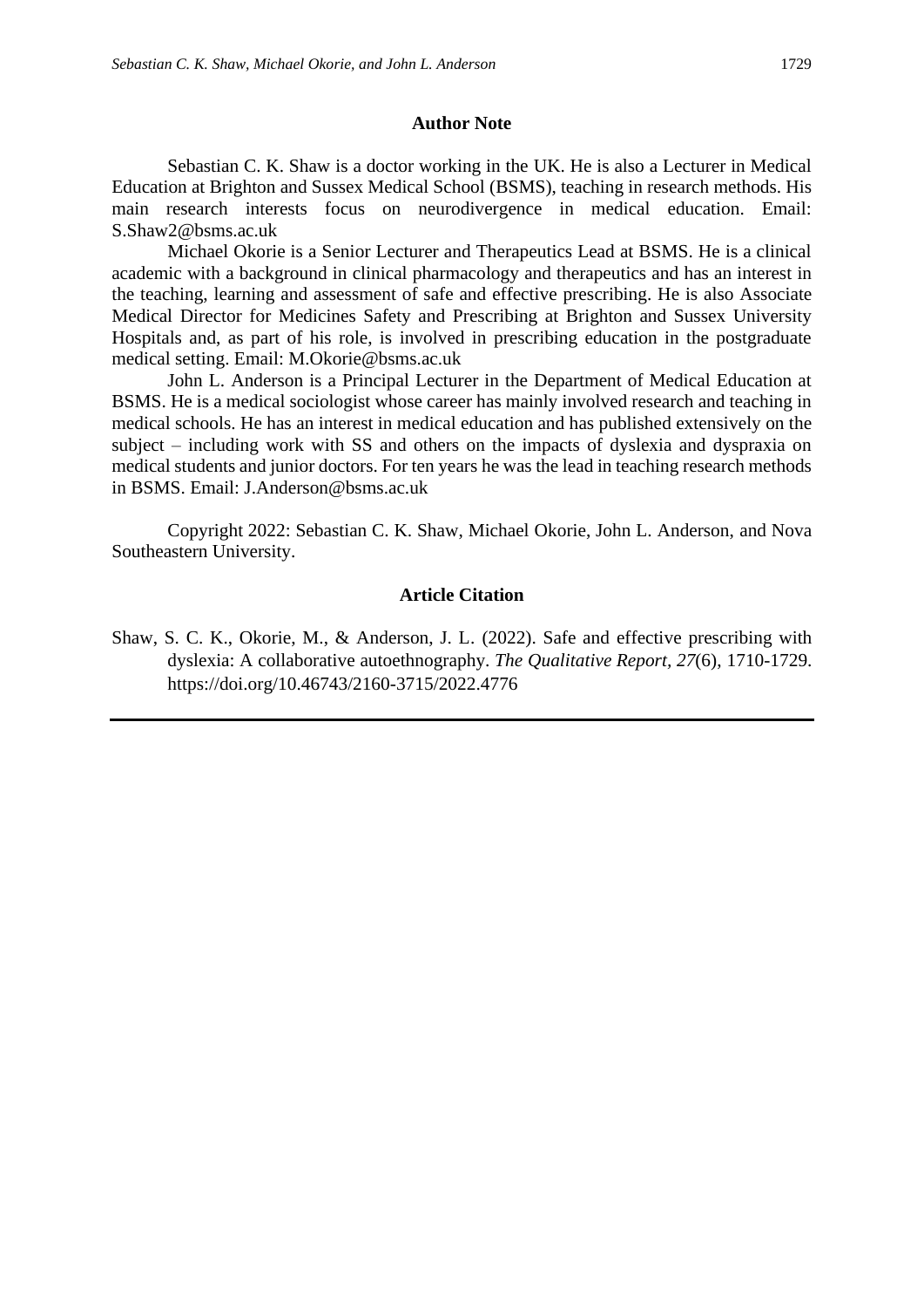## Author Note

Sebastian C. K. Shaw is a doctor working in the UK. He is also a Lecturer in Medical Education at Brighton and Sussex Medical School (BSMS), teaching in research methods. His main research interests focus on neurodivergence in medical education. Email: S.Shaw2@bsms.ac.uk

Michael Okorie is a Senior Lecturer and Therapeutics Lead at BSMS. He is a clinical academic with a background in clinical pharmacology and therapeutics and has an interest in the teaching, learning and assessment of safe and effective prescribing. He is also Associate Medical Director for Medicines Safety and Prescribing at Brighton and Sussex University Hospitals and, as part of his role, is involved in prescribing education in the postgraduate medical setting. Email: M.Okorie@bsms.ac.uk

John L. Anderson is a Principal Lecturer in the Department of Medical Education at BSMS. He is a medical sociologist whose career has mainly involved research and teaching in medical schools. He has an interest in medical education and has published extensively on the subject – including work with SS and others on the impacts of dyslexia and dyspraxia on medical students and junior doctors. For ten years he was the lead in teaching research methods in BSMS. Email: J.Anderson@bsms.ac.uk

Copyright 2022: Sebastian C. K. Shaw, Michael Okorie, John L. Anderson, and Nova Southeastern University.

## Article Citation

Shaw, S. C. K., Okorie, M., & Anderson, J. L. (2022). Safe and effective prescribing with dyslexia: A collaborative autoethnography. *The Qualitative Report*, *27*(6), 1710-1729. https://doi.org/10.46743/2160-3715/2022.4776